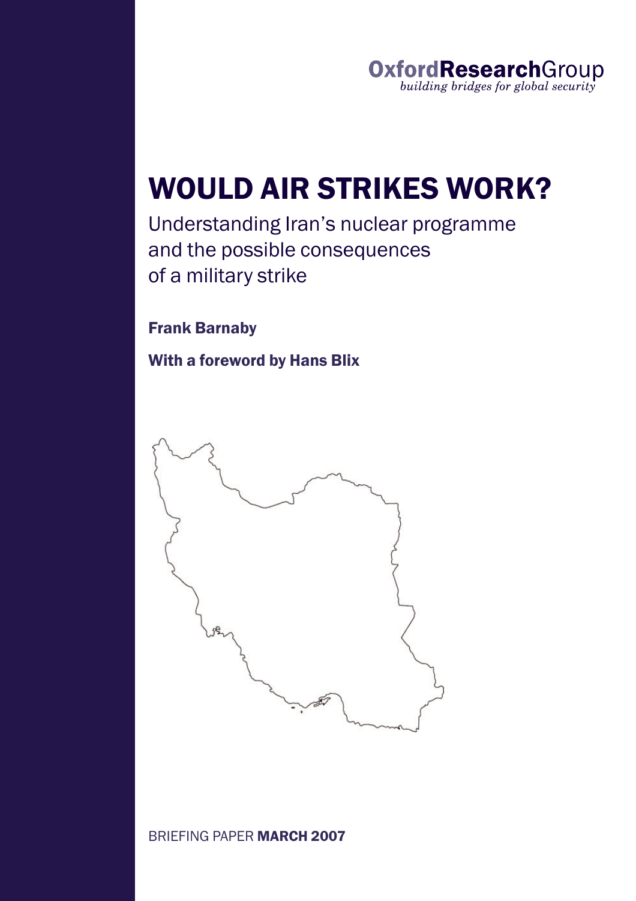**OxfordResearchGroup**
*building bridges for global security*

# WOULD AIR STRIKES WORK?

Understanding Iran's nuclear programme and the possible consequences of a military strike

**Frank Barnaby**

**With a foreword by Hans Blix**

BRIEFING PAPER **MARCH 2007**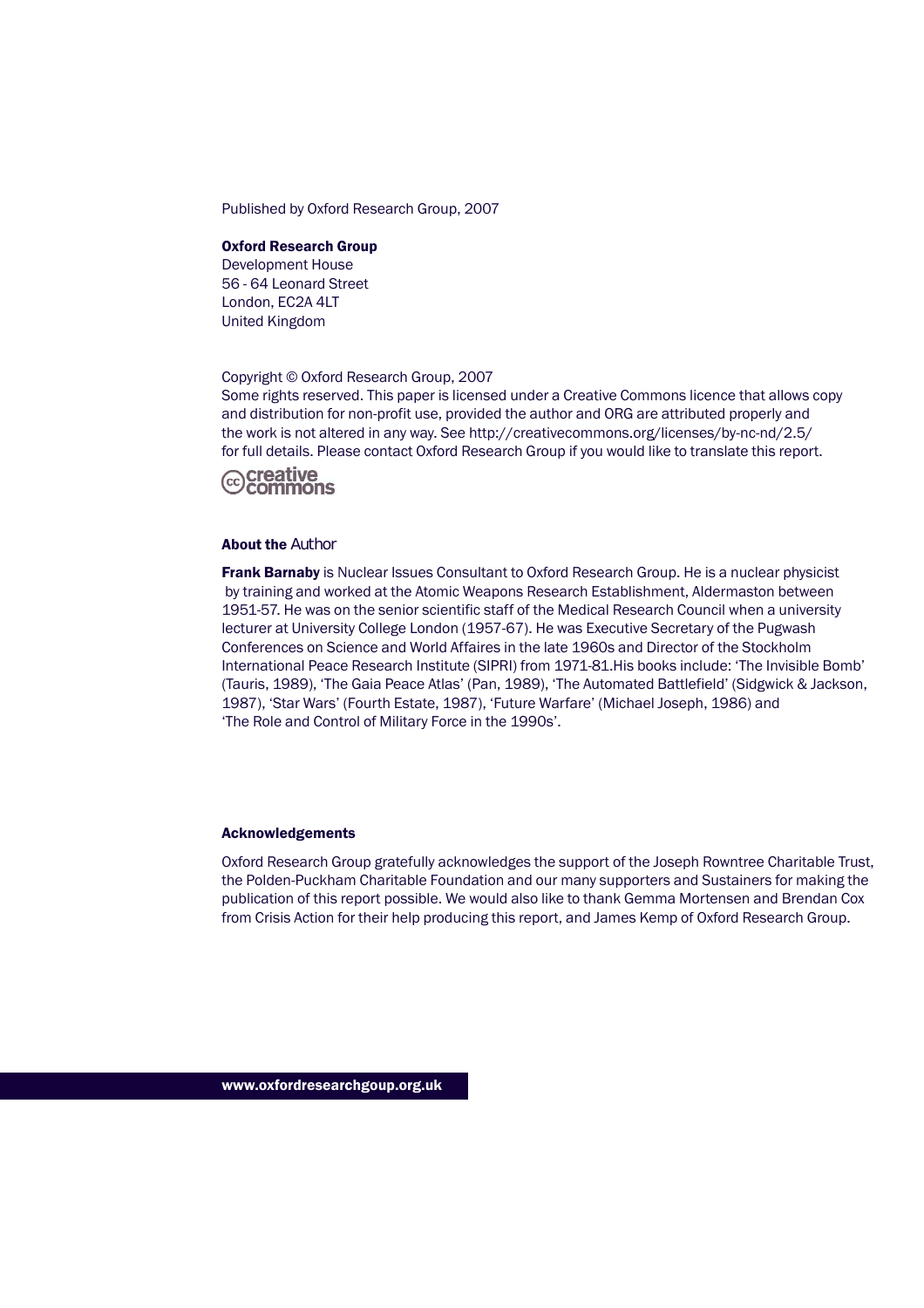Published by Oxford Research Group, 2007

**Oxford Research Group**
Development House
56 - 64 Leonard Street
London, EC2A 4LT
United Kingdom

Copyright © Oxford Research Group, 2007
Some rights reserved. This paper is licensed under a Creative Commons licence that allows copy and distribution for non-profit use, provided the author and ORG are attributed properly and the work is not altered in any way. See http://creativecommons.org/licenses/by-nc-nd/2.5/ for full details. Please contact Oxford Research Group if you would like to translate this report.

creative commons

### About the Author

**Frank Barnaby** is Nuclear Issues Consultant to Oxford Research Group. He is a nuclear physicist by training and worked at the Atomic Weapons Research Establishment, Aldermaston between 1951-57. He was on the senior scientific staff of the Medical Research Council when a university lecturer at University College London (1957-67). He was Executive Secretary of the Pugwash Conferences on Science and World Affaires in the late 1960s and Director of the Stockholm International Peace Research Institute (SIPRI) from 1971-81.His books include: 'The Invisible Bomb' (Tauris, 1989), 'The Gaia Peace Atlas' (Pan, 1989), 'The Automated Battlefield' (Sidgwick & Jackson, 1987), 'Star Wars' (Fourth Estate, 1987), 'Future Warfare' (Michael Joseph, 1986) and 'The Role and Control of Military Force in the 1990s'.

### Acknowledgements

Oxford Research Group gratefully acknowledges the support of the Joseph Rowntree Charitable Trust, the Polden-Puckham Charitable Foundation and our many supporters and Sustainers for making the publication of this report possible. We would also like to thank Gemma Mortensen and Brendan Cox from Crisis Action for their help producing this report, and James Kemp of Oxford Research Group.

**www.oxfordresearchgoup.org.uk**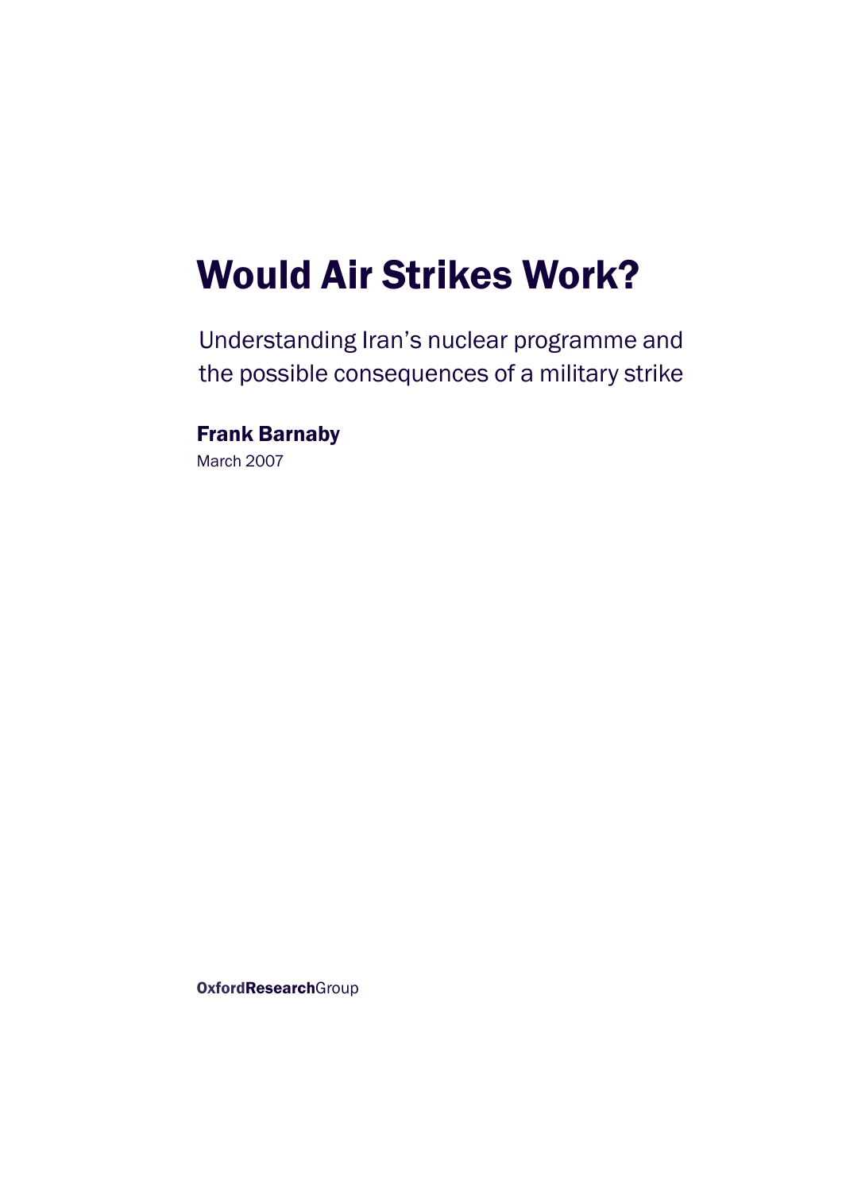# Would Air Strikes Work?

Understanding Iran's nuclear programme and the possible consequences of a military strike

**Frank Barnaby**

March 2007

**OxfordResearch**Group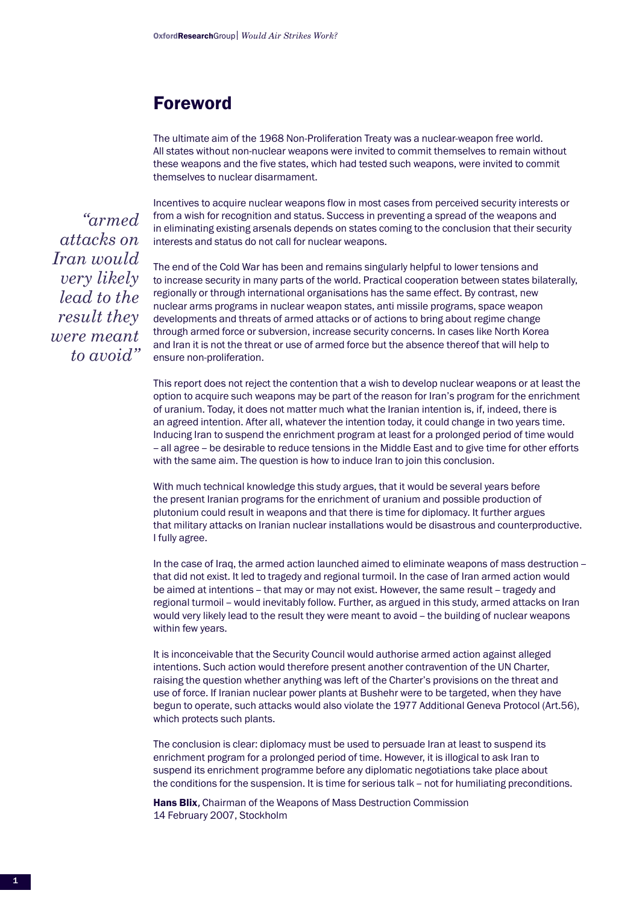## Foreword

The ultimate aim of the 1968 Non-Proliferation Treaty was a nuclear-weapon free world. All states without non-nuclear weapons were invited to commit themselves to remain without these weapons and the five states, which had tested such weapons, were invited to commit themselves to nuclear disarmament.

*"armed attacks on Iran would very likely lead to the result they were meant to avoid"*

Incentives to acquire nuclear weapons flow in most cases from perceived security interests or from a wish for recognition and status. Success in preventing a spread of the weapons and in eliminating existing arsenals depends on states coming to the conclusion that their security interests and status do not call for nuclear weapons.

The end of the Cold War has been and remains singularly helpful to lower tensions and to increase security in many parts of the world. Practical cooperation between states bilaterally, regionally or through international organisations has the same effect. By contrast, new nuclear arms programs in nuclear weapon states, anti missile programs, space weapon developments and threats of armed attacks or of actions to bring about regime change through armed force or subversion, increase security concerns. In cases like North Korea and Iran it is not the threat or use of armed force but the absence thereof that will help to ensure non-proliferation.

This report does not reject the contention that a wish to develop nuclear weapons or at least the option to acquire such weapons may be part of the reason for Iran's program for the enrichment of uranium. Today, it does not matter much what the Iranian intention is, if, indeed, there is an agreed intention. After all, whatever the intention today, it could change in two years time. Inducing Iran to suspend the enrichment program at least for a prolonged period of time would – all agree – be desirable to reduce tensions in the Middle East and to give time for other efforts with the same aim. The question is how to induce Iran to join this conclusion.

With much technical knowledge this study argues, that it would be several years before the present Iranian programs for the enrichment of uranium and possible production of plutonium could result in weapons and that there is time for diplomacy. It further argues that military attacks on Iranian nuclear installations would be disastrous and counterproductive. I fully agree.

In the case of Iraq, the armed action launched aimed to eliminate weapons of mass destruction – that did not exist. It led to tragedy and regional turmoil. In the case of Iran armed action would be aimed at intentions – that may or may not exist. However, the same result – tragedy and regional turmoil – would inevitably follow. Further, as argued in this study, armed attacks on Iran would very likely lead to the result they were meant to avoid – the building of nuclear weapons within few years.

It is inconceivable that the Security Council would authorise armed action against alleged intentions. Such action would therefore present another contravention of the UN Charter, raising the question whether anything was left of the Charter's provisions on the threat and use of force. If Iranian nuclear power plants at Bushehr were to be targeted, when they have begun to operate, such attacks would also violate the 1977 Additional Geneva Protocol (Art.56), which protects such plants.

The conclusion is clear: diplomacy must be used to persuade Iran at least to suspend its enrichment program for a prolonged period of time. However, it is illogical to ask Iran to suspend its enrichment programme before any diplomatic negotiations take place about the conditions for the suspension. It is time for serious talk – not for humiliating preconditions.

**Hans Blix**, Chairman of the Weapons of Mass Destruction Commission
14 February 2007, Stockholm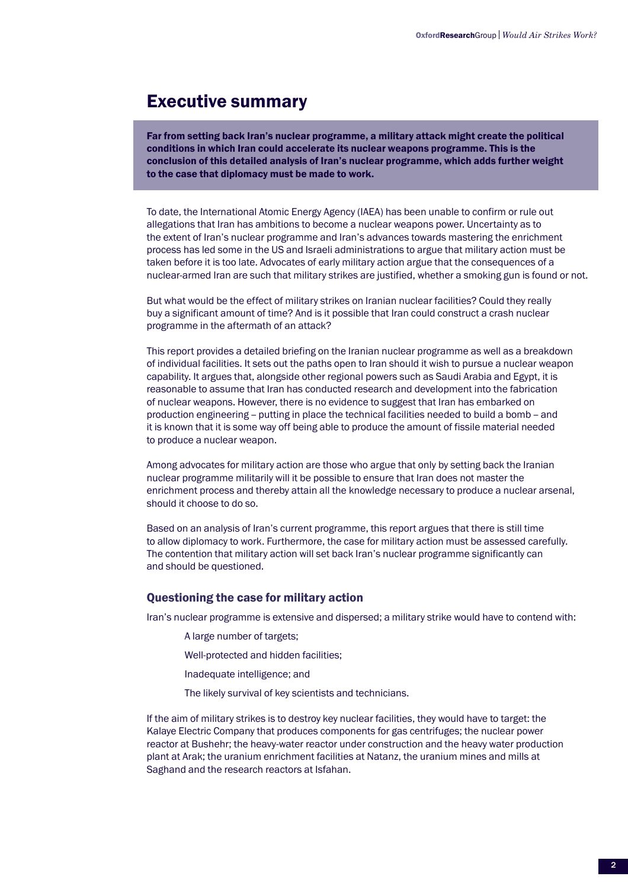# Executive summary

**Far from setting back Iran's nuclear programme, a military attack might create the political conditions in which Iran could accelerate its nuclear weapons programme. This is the conclusion of this detailed analysis of Iran's nuclear programme, which adds further weight to the case that diplomacy must be made to work.**

To date, the International Atomic Energy Agency (IAEA) has been unable to confirm or rule out allegations that Iran has ambitions to become a nuclear weapons power. Uncertainty as to the extent of Iran's nuclear programme and Iran's advances towards mastering the enrichment process has led some in the US and Israeli administrations to argue that military action must be taken before it is too late. Advocates of early military action argue that the consequences of a nuclear-armed Iran are such that military strikes are justified, whether a smoking gun is found or not.

But what would be the effect of military strikes on Iranian nuclear facilities? Could they really buy a significant amount of time? And is it possible that Iran could construct a crash nuclear programme in the aftermath of an attack?

This report provides a detailed briefing on the Iranian nuclear programme as well as a breakdown of individual facilities. It sets out the paths open to Iran should it wish to pursue a nuclear weapon capability. It argues that, alongside other regional powers such as Saudi Arabia and Egypt, it is reasonable to assume that Iran has conducted research and development into the fabrication of nuclear weapons. However, there is no evidence to suggest that Iran has embarked on production engineering – putting in place the technical facilities needed to build a bomb – and it is known that it is some way off being able to produce the amount of fissile material needed to produce a nuclear weapon.

Among advocates for military action are those who argue that only by setting back the Iranian nuclear programme militarily will it be possible to ensure that Iran does not master the enrichment process and thereby attain all the knowledge necessary to produce a nuclear arsenal, should it choose to do so.

Based on an analysis of Iran's current programme, this report argues that there is still time to allow diplomacy to work. Furthermore, the case for military action must be assessed carefully. The contention that military action will set back Iran's nuclear programme significantly can and should be questioned.

## Questioning the case for military action

Iran's nuclear programme is extensive and dispersed; a military strike would have to contend with:

- A large number of targets;
- Well-protected and hidden facilities;
- Inadequate intelligence; and
- The likely survival of key scientists and technicians.

If the aim of military strikes is to destroy key nuclear facilities, they would have to target: the Kalaye Electric Company that produces components for gas centrifuges; the nuclear power reactor at Bushehr; the heavy-water reactor under construction and the heavy water production plant at Arak; the uranium enrichment facilities at Natanz, the uranium mines and mills at Saghand and the research reactors at Isfahan.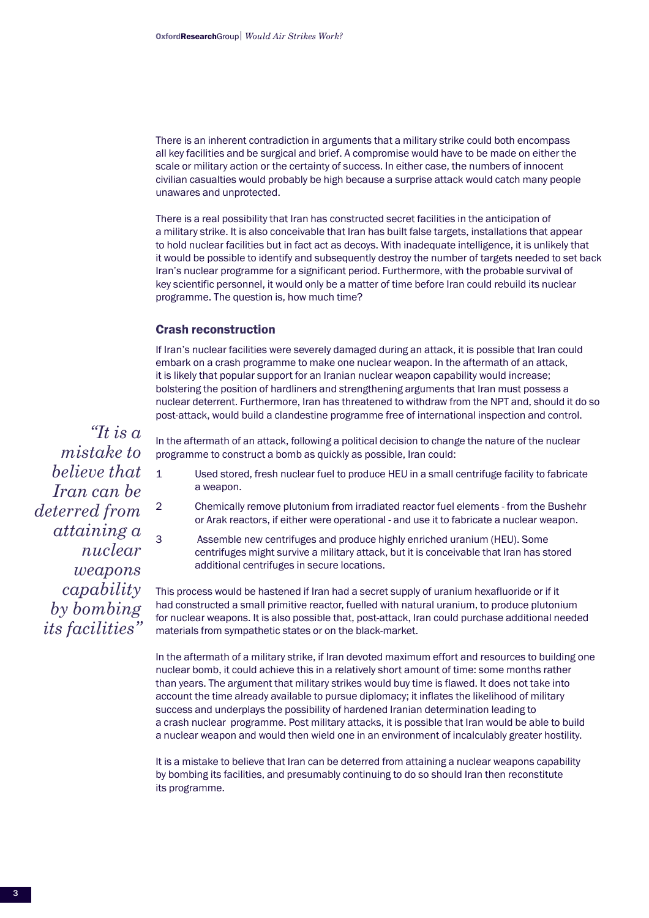There is an inherent contradiction in arguments that a military strike could both encompass all key facilities and be surgical and brief. A compromise would have to be made on either the scale or military action or the certainty of success. In either case, the numbers of innocent civilian casualties would probably be high because a surprise attack would catch many people unawares and unprotected.

There is a real possibility that Iran has constructed secret facilities in the anticipation of a military strike. It is also conceivable that Iran has built false targets, installations that appear to hold nuclear facilities but in fact act as decoys. With inadequate intelligence, it is unlikely that it would be possible to identify and subsequently destroy the number of targets needed to set back Iran's nuclear programme for a significant period. Furthermore, with the probable survival of key scientific personnel, it would only be a matter of time before Iran could rebuild its nuclear programme. The question is, how much time?

## Crash reconstruction

If Iran's nuclear facilities were severely damaged during an attack, it is possible that Iran could embark on a crash programme to make one nuclear weapon. In the aftermath of an attack, it is likely that popular support for an Iranian nuclear weapon capability would increase; bolstering the position of hardliners and strengthening arguments that Iran must possess a nuclear deterrent. Furthermore, Iran has threatened to withdraw from the NPT and, should it do so post-attack, would build a clandestine programme free of international inspection and control.

*"It is a mistake to believe that Iran can be deterred from attaining a nuclear weapons capability by bombing its facilities"*

In the aftermath of an attack, following a political decision to change the nature of the nuclear programme to construct a bomb as quickly as possible, Iran could:

1. Used stored, fresh nuclear fuel to produce HEU in a small centrifuge facility to fabricate a weapon.
2. Chemically remove plutonium from irradiated reactor fuel elements - from the Bushehr or Arak reactors, if either were operational - and use it to fabricate a nuclear weapon.
3. Assemble new centrifuges and produce highly enriched uranium (HEU). Some centrifuges might survive a military attack, but it is conceivable that Iran has stored additional centrifuges in secure locations.

This process would be hastened if Iran had a secret supply of uranium hexafluoride or if it had constructed a small primitive reactor, fuelled with natural uranium, to produce plutonium for nuclear weapons. It is also possible that, post-attack, Iran could purchase additional needed materials from sympathetic states or on the black-market.

In the aftermath of a military strike, if Iran devoted maximum effort and resources to building one nuclear bomb, it could achieve this in a relatively short amount of time: some months rather than years. The argument that military strikes would buy time is flawed. It does not take into account the time already available to pursue diplomacy; it inflates the likelihood of military success and underplays the possibility of hardened Iranian determination leading to a crash nuclear programme. Post military attacks, it is possible that Iran would be able to build a nuclear weapon and would then wield one in an environment of incalculably greater hostility.

It is a mistake to believe that Iran can be deterred from attaining a nuclear weapons capability by bombing its facilities, and presumably continuing to do so should Iran then reconstitute its programme.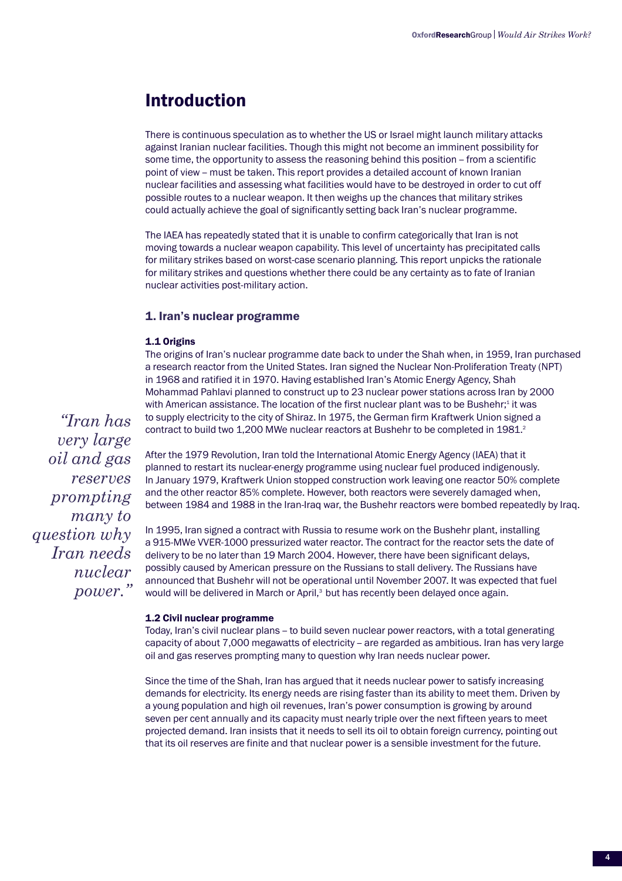# Introduction

There is continuous speculation as to whether the US or Israel might launch military attacks against Iranian nuclear facilities. Though this might not become an imminent possibility for some time, the opportunity to assess the reasoning behind this position – from a scientific point of view – must be taken. This report provides a detailed account of known Iranian nuclear facilities and assessing what facilities would have to be destroyed in order to cut off possible routes to a nuclear weapon. It then weighs up the chances that military strikes could actually achieve the goal of significantly setting back Iran's nuclear programme.

The IAEA has repeatedly stated that it is unable to confirm categorically that Iran is not moving towards a nuclear weapon capability. This level of uncertainty has precipitated calls for military strikes based on worst-case scenario planning. This report unpicks the rationale for military strikes and questions whether there could be any certainty as to fate of Iranian nuclear activities post-military action.

## 1. Iran's nuclear programme

### 1.1 Origins

The origins of Iran's nuclear programme date back to under the Shah when, in 1959, Iran purchased a research reactor from the United States. Iran signed the Nuclear Non-Proliferation Treaty (NPT) in 1968 and ratified it in 1970. Having established Iran's Atomic Energy Agency, Shah Mohammad Pahlavi planned to construct up to 23 nuclear power stations across Iran by 2000 with American assistance. The location of the first nuclear plant was to be Bushehr;[1] it was to supply electricity to the city of Shiraz. In 1975, the German firm Kraftwerk Union signed a contract to build two 1,200 MWe nuclear reactors at Bushehr to be completed in 1981.[2]

After the 1979 Revolution, Iran told the International Atomic Energy Agency (IAEA) that it planned to restart its nuclear-energy programme using nuclear fuel produced indigenously. In January 1979, Kraftwerk Union stopped construction work leaving one reactor 50% complete and the other reactor 85% complete. However, both reactors were severely damaged when, between 1984 and 1988 in the Iran-Iraq war, the Bushehr reactors were bombed repeatedly by Iraq.

In 1995, Iran signed a contract with Russia to resume work on the Bushehr plant, installing a 915-MWe VVER-1000 pressurized water reactor. The contract for the reactor sets the date of delivery to be no later than 19 March 2004. However, there have been significant delays, possibly caused by American pressure on the Russians to stall delivery. The Russians have announced that Bushehr will not be operational until November 2007. It was expected that fuel would will be delivered in March or April,[3] but has recently been delayed once again.

*"Iran has very large oil and gas reserves prompting many to question why Iran needs nuclear power."*

### 1.2 Civil nuclear programme

Today, Iran's civil nuclear plans – to build seven nuclear power reactors, with a total generating capacity of about 7,000 megawatts of electricity – are regarded as ambitious. Iran has very large oil and gas reserves prompting many to question why Iran needs nuclear power.

Since the time of the Shah, Iran has argued that it needs nuclear power to satisfy increasing demands for electricity. Its energy needs are rising faster than its ability to meet them. Driven by a young population and high oil revenues, Iran's power consumption is growing by around seven per cent annually and its capacity must nearly triple over the next fifteen years to meet projected demand. Iran insists that it needs to sell its oil to obtain foreign currency, pointing out that its oil reserves are finite and that nuclear power is a sensible investment for the future.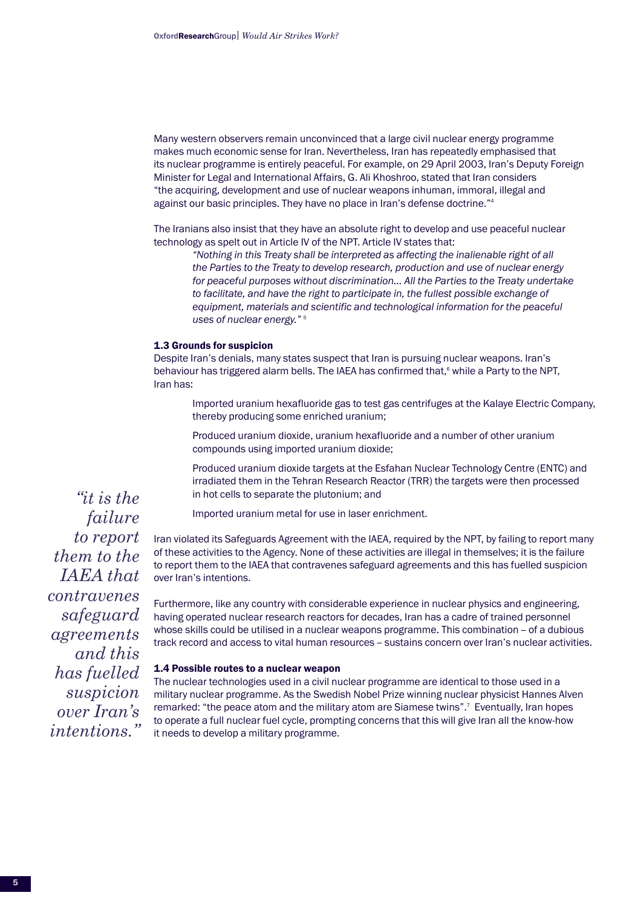Many western observers remain unconvinced that a large civil nuclear energy programme makes much economic sense for Iran. Nevertheless, Iran has repeatedly emphasised that its nuclear programme is entirely peaceful. For example, on 29 April 2003, Iran's Deputy Foreign Minister for Legal and International Affairs, G. Ali Khoshroo, stated that Iran considers "the acquiring, development and use of nuclear weapons inhuman, immoral, illegal and against our basic principles. They have no place in Iran's defense doctrine."[4]

The Iranians also insist that they have an absolute right to develop and use peaceful nuclear technology as spelt out in Article IV of the NPT. Article IV states that:

> *"Nothing in this Treaty shall be interpreted as affecting the inalienable right of all the Parties to the Treaty to develop research, production and use of nuclear energy for peaceful purposes without discrimination... All the Parties to the Treaty undertake to facilitate, and have the right to participate in, the fullest possible exchange of equipment, materials and scientific and technological information for the peaceful uses of nuclear energy."* [5]

### 1.3 Grounds for suspicion

Despite Iran's denials, many states suspect that Iran is pursuing nuclear weapons. Iran's behaviour has triggered alarm bells. The IAEA has confirmed that,[6] while a Party to the NPT, Iran has:

> Imported uranium hexafluoride gas to test gas centrifuges at the Kalaye Electric Company, thereby producing some enriched uranium;
>
> Produced uranium dioxide, uranium hexafluoride and a number of other uranium compounds using imported uranium dioxide;
>
> Produced uranium dioxide targets at the Esfahan Nuclear Technology Centre (ENTC) and irradiated them in the Tehran Research Reactor (TRR) the targets were then processed in hot cells to separate the plutonium; and
>
> Imported uranium metal for use in laser enrichment.

Iran violated its Safeguards Agreement with the IAEA, required by the NPT, by failing to report many of these activities to the Agency. None of these activities are illegal in themselves; it is the failure to report them to the IAEA that contravenes safeguard agreements and this has fuelled suspicion over Iran's intentions.

*"it is the failure to report them to the IAEA that contravenes safeguard agreements and this has fuelled suspicion over Iran's intentions."*

Furthermore, like any country with considerable experience in nuclear physics and engineering, having operated nuclear research reactors for decades, Iran has a cadre of trained personnel whose skills could be utilised in a nuclear weapons programme. This combination – of a dubious track record and access to vital human resources – sustains concern over Iran's nuclear activities.

### 1.4 Possible routes to a nuclear weapon

The nuclear technologies used in a civil nuclear programme are identical to those used in a military nuclear programme. As the Swedish Nobel Prize winning nuclear physicist Hannes Alven remarked: "the peace atom and the military atom are Siamese twins".[7] Eventually, Iran hopes to operate a full nuclear fuel cycle, prompting concerns that this will give Iran all the know-how it needs to develop a military programme.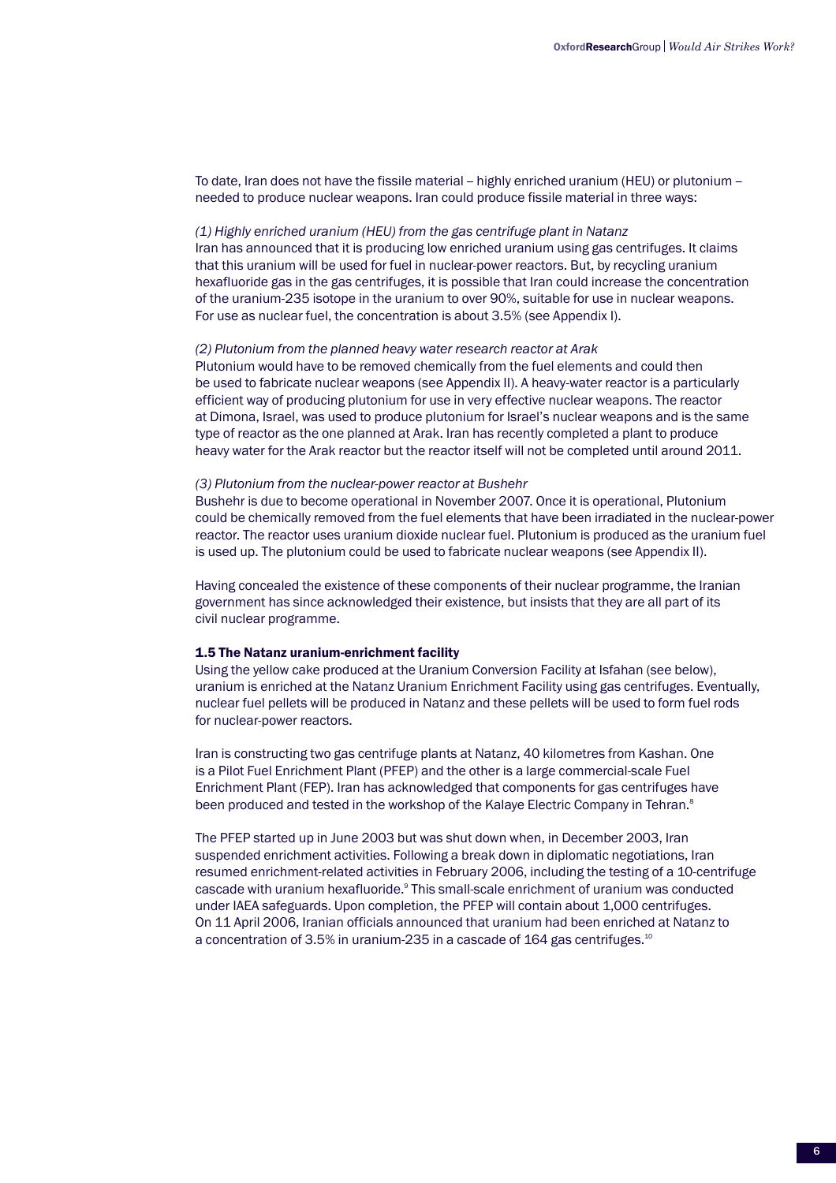To date, Iran does not have the fissile material – highly enriched uranium (HEU) or plutonium – needed to produce nuclear weapons. Iran could produce fissile material in three ways:

*(1) Highly enriched uranium (HEU) from the gas centrifuge plant in Natanz*
Iran has announced that it is producing low enriched uranium using gas centrifuges. It claims that this uranium will be used for fuel in nuclear-power reactors. But, by recycling uranium hexafluoride gas in the gas centrifuges, it is possible that Iran could increase the concentration of the uranium-235 isotope in the uranium to over 90%, suitable for use in nuclear weapons. For use as nuclear fuel, the concentration is about 3.5% (see Appendix I).

*(2) Plutonium from the planned heavy water research reactor at Arak*
Plutonium would have to be removed chemically from the fuel elements and could then be used to fabricate nuclear weapons (see Appendix II). A heavy-water reactor is a particularly efficient way of producing plutonium for use in very effective nuclear weapons. The reactor at Dimona, Israel, was used to produce plutonium for Israel's nuclear weapons and is the same type of reactor as the one planned at Arak. Iran has recently completed a plant to produce heavy water for the Arak reactor but the reactor itself will not be completed until around 2011.

*(3) Plutonium from the nuclear-power reactor at Bushehr*
Bushehr is due to become operational in November 2007. Once it is operational, Plutonium could be chemically removed from the fuel elements that have been irradiated in the nuclear-power reactor. The reactor uses uranium dioxide nuclear fuel. Plutonium is produced as the uranium fuel is used up. The plutonium could be used to fabricate nuclear weapons (see Appendix II).

Having concealed the existence of these components of their nuclear programme, the Iranian government has since acknowledged their existence, but insists that they are all part of its civil nuclear programme.

### 1.5 The Natanz uranium-enrichment facility

Using the yellow cake produced at the Uranium Conversion Facility at Isfahan (see below), uranium is enriched at the Natanz Uranium Enrichment Facility using gas centrifuges. Eventually, nuclear fuel pellets will be produced in Natanz and these pellets will be used to form fuel rods for nuclear-power reactors.

Iran is constructing two gas centrifuge plants at Natanz, 40 kilometres from Kashan. One is a Pilot Fuel Enrichment Plant (PFEP) and the other is a large commercial-scale Fuel Enrichment Plant (FEP). Iran has acknowledged that components for gas centrifuges have been produced and tested in the workshop of the Kalaye Electric Company in Tehran.[8]

The PFEP started up in June 2003 but was shut down when, in December 2003, Iran suspended enrichment activities. Following a break down in diplomatic negotiations, Iran resumed enrichment-related activities in February 2006, including the testing of a 10-centrifuge cascade with uranium hexafluoride.[9] This small-scale enrichment of uranium was conducted under IAEA safeguards. Upon completion, the PFEP will contain about 1,000 centrifuges. On 11 April 2006, Iranian officials announced that uranium had been enriched at Natanz to a concentration of 3.5% in uranium-235 in a cascade of 164 gas centrifuges.[10]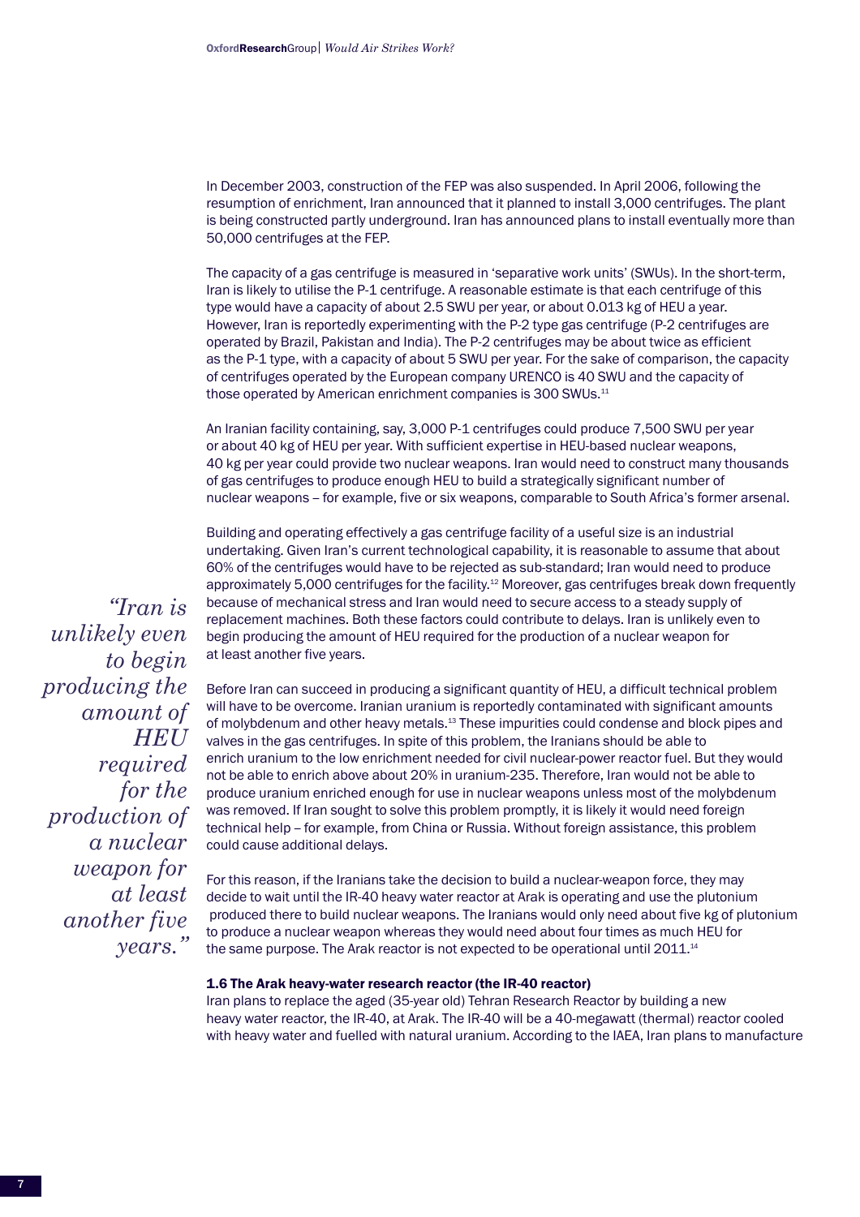In December 2003, construction of the FEP was also suspended. In April 2006, following the resumption of enrichment, Iran announced that it planned to install 3,000 centrifuges. The plant is being constructed partly underground. Iran has announced plans to install eventually more than 50,000 centrifuges at the FEP.

The capacity of a gas centrifuge is measured in 'separative work units' (SWUs). In the short-term, Iran is likely to utilise the P-1 centrifuge. A reasonable estimate is that each centrifuge of this type would have a capacity of about 2.5 SWU per year, or about 0.013 kg of HEU a year. However, Iran is reportedly experimenting with the P-2 type gas centrifuge (P-2 centrifuges are operated by Brazil, Pakistan and India). The P-2 centrifuges may be about twice as efficient as the P-1 type, with a capacity of about 5 SWU per year. For the sake of comparison, the capacity of centrifuges operated by the European company URENCO is 40 SWU and the capacity of those operated by American enrichment companies is 300 SWUs.[11]

An Iranian facility containing, say, 3,000 P-1 centrifuges could produce 7,500 SWU per year or about 40 kg of HEU per year. With sufficient expertise in HEU-based nuclear weapons, 40 kg per year could provide two nuclear weapons. Iran would need to construct many thousands of gas centrifuges to produce enough HEU to build a strategically significant number of nuclear weapons – for example, five or six weapons, comparable to South Africa's former arsenal.

Building and operating effectively a gas centrifuge facility of a useful size is an industrial undertaking. Given Iran's current technological capability, it is reasonable to assume that about 60% of the centrifuges would have to be rejected as sub-standard; Iran would need to produce approximately 5,000 centrifuges for the facility.[12] Moreover, gas centrifuges break down frequently because of mechanical stress and Iran would need to secure access to a steady supply of replacement machines. Both these factors could contribute to delays. Iran is unlikely even to begin producing the amount of HEU required for the production of a nuclear weapon for at least another five years.

> *"Iran is unlikely even to begin producing the amount of HEU required for the production of a nuclear weapon for at least another five years."*

Before Iran can succeed in producing a significant quantity of HEU, a difficult technical problem will have to be overcome. Iranian uranium is reportedly contaminated with significant amounts of molybdenum and other heavy metals.[13] These impurities could condense and block pipes and valves in the gas centrifuges. In spite of this problem, the Iranians should be able to enrich uranium to the low enrichment needed for civil nuclear-power reactor fuel. But they would not be able to enrich above about 20% in uranium-235. Therefore, Iran would not be able to produce uranium enriched enough for use in nuclear weapons unless most of the molybdenum was removed. If Iran sought to solve this problem promptly, it is likely it would need foreign technical help – for example, from China or Russia. Without foreign assistance, this problem could cause additional delays.

For this reason, if the Iranians take the decision to build a nuclear-weapon force, they may decide to wait until the IR-40 heavy water reactor at Arak is operating and use the plutonium produced there to build nuclear weapons. The Iranians would only need about five kg of plutonium to produce a nuclear weapon whereas they would need about four times as much HEU for the same purpose. The Arak reactor is not expected to be operational until 2011.[14]

### 1.6 The Arak heavy-water research reactor (the IR-40 reactor)

Iran plans to replace the aged (35-year old) Tehran Research Reactor by building a new heavy water reactor, the IR-40, at Arak. The IR-40 will be a 40-megawatt (thermal) reactor cooled with heavy water and fuelled with natural uranium. According to the IAEA, Iran plans to manufacture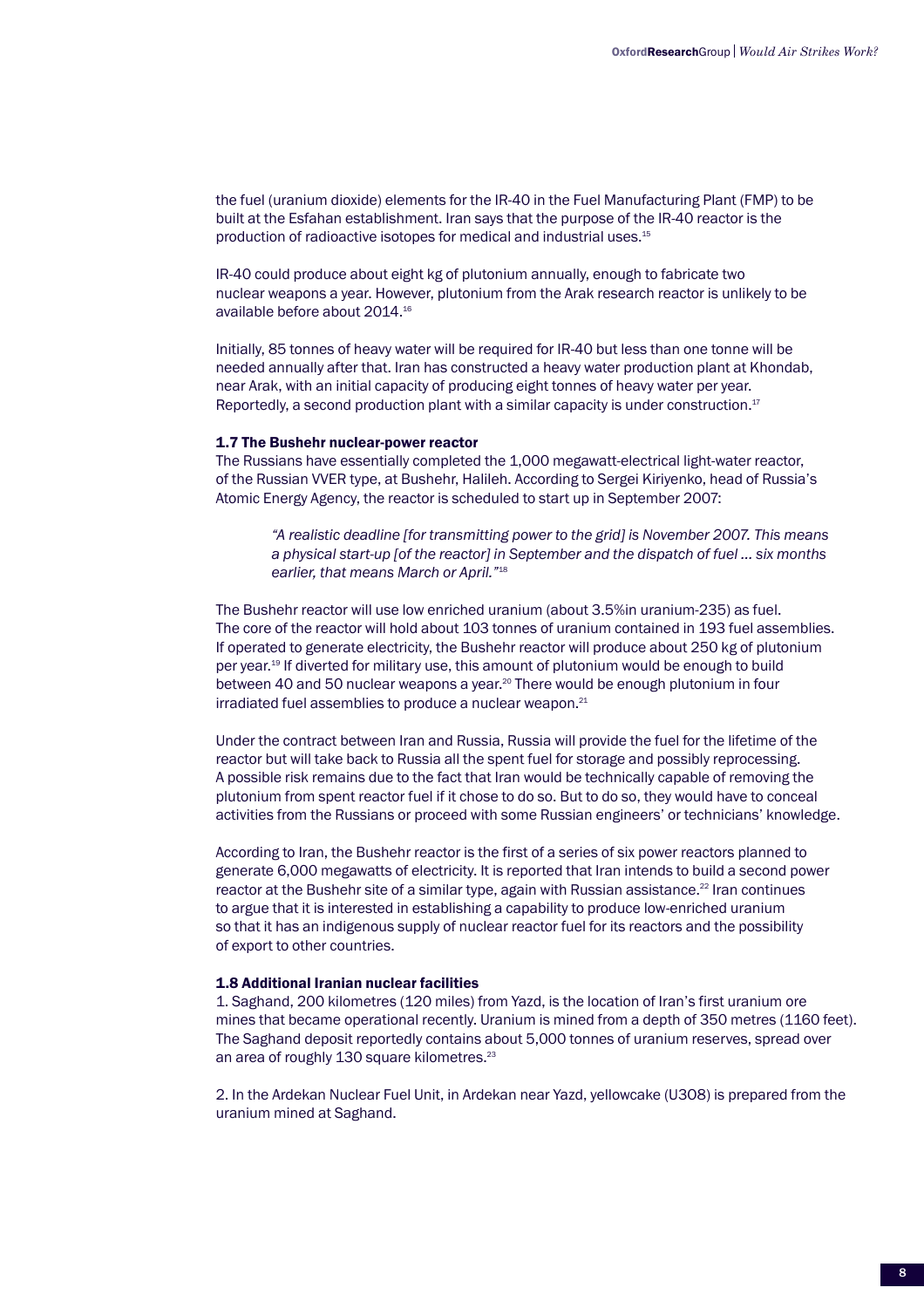the fuel (uranium dioxide) elements for the IR-40 in the Fuel Manufacturing Plant (FMP) to be built at the Esfahan establishment. Iran says that the purpose of the IR-40 reactor is the production of radioactive isotopes for medical and industrial uses.[15]

IR-40 could produce about eight kg of plutonium annually, enough to fabricate two nuclear weapons a year. However, plutonium from the Arak research reactor is unlikely to be available before about 2014.[16]

Initially, 85 tonnes of heavy water will be required for IR-40 but less than one tonne will be needed annually after that. Iran has constructed a heavy water production plant at Khondab, near Arak, with an initial capacity of producing eight tonnes of heavy water per year. Reportedly, a second production plant with a similar capacity is under construction.[17]

### 1.7 The Bushehr nuclear-power reactor

The Russians have essentially completed the 1,000 megawatt-electrical light-water reactor, of the Russian VVER type, at Bushehr, Halileh. According to Sergei Kiriyenko, head of Russia's Atomic Energy Agency, the reactor is scheduled to start up in September 2007:

> *"A realistic deadline [for transmitting power to the grid] is November 2007. This means a physical start-up [of the reactor] in September and the dispatch of fuel ... six months earlier, that means March or April."*[18]

The Bushehr reactor will use low enriched uranium (about 3.5%in uranium-235) as fuel. The core of the reactor will hold about 103 tonnes of uranium contained in 193 fuel assemblies. If operated to generate electricity, the Bushehr reactor will produce about 250 kg of plutonium per year.[19] If diverted for military use, this amount of plutonium would be enough to build between 40 and 50 nuclear weapons a year.[20] There would be enough plutonium in four irradiated fuel assemblies to produce a nuclear weapon.[21]

Under the contract between Iran and Russia, Russia will provide the fuel for the lifetime of the reactor but will take back to Russia all the spent fuel for storage and possibly reprocessing. A possible risk remains due to the fact that Iran would be technically capable of removing the plutonium from spent reactor fuel if it chose to do so. But to do so, they would have to conceal activities from the Russians or proceed with some Russian engineers' or technicians' knowledge.

According to Iran, the Bushehr reactor is the first of a series of six power reactors planned to generate 6,000 megawatts of electricity. It is reported that Iran intends to build a second power reactor at the Bushehr site of a similar type, again with Russian assistance.[22] Iran continues to argue that it is interested in establishing a capability to produce low-enriched uranium so that it has an indigenous supply of nuclear reactor fuel for its reactors and the possibility of export to other countries.

### 1.8 Additional Iranian nuclear facilities

1. Saghand, 200 kilometres (120 miles) from Yazd, is the location of Iran's first uranium ore mines that became operational recently. Uranium is mined from a depth of 350 metres (1160 feet). The Saghand deposit reportedly contains about 5,000 tonnes of uranium reserves, spread over an area of roughly 130 square kilometres.[23]

2. In the Ardekan Nuclear Fuel Unit, in Ardekan near Yazd, yellowcake ($U_3O_8$) is prepared from the uranium mined at Saghand.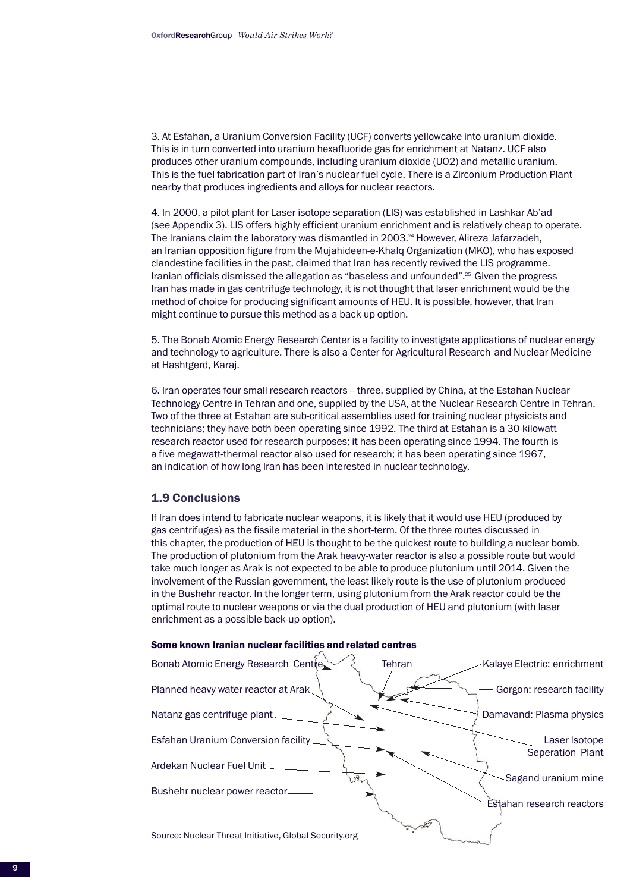3. At Esfahan, a Uranium Conversion Facility (UCF) converts yellowcake into uranium dioxide. This is in turn converted into uranium hexafluoride gas for enrichment at Natanz. UCF also produces other uranium compounds, including uranium dioxide (UO2) and metallic uranium. This is the fuel fabrication part of Iran's nuclear fuel cycle. There is a Zirconium Production Plant nearby that produces ingredients and alloys for nuclear reactors.

4. In 2000, a pilot plant for Laser isotope separation (LIS) was established in Lashkar Ab'ad (see Appendix 3). LIS offers highly efficient uranium enrichment and is relatively cheap to operate. The Iranians claim the laboratory was dismantled in 2003.[24] However, Alireza Jafarzadeh, an Iranian opposition figure from the Mujahideen-e-Khalq Organization (MKO), who has exposed clandestine facilities in the past, claimed that Iran has recently revived the LIS programme. Iranian officials dismissed the allegation as "baseless and unfounded".[25] Given the progress Iran has made in gas centrifuge technology, it is not thought that laser enrichment would be the method of choice for producing significant amounts of HEU. It is possible, however, that Iran might continue to pursue this method as a back-up option.

5. The Bonab Atomic Energy Research Center is a facility to investigate applications of nuclear energy and technology to agriculture. There is also a Center for Agricultural Research and Nuclear Medicine at Hashtgerd, Karaj.

6. Iran operates four small research reactors – three, supplied by China, at the Estahan Nuclear Technology Centre in Tehran and one, supplied by the USA, at the Nuclear Research Centre in Tehran. Two of the three at Estahan are sub-critical assemblies used for training nuclear physicists and technicians; they have both been operating since 1992. The third at Estahan is a 30-kilowatt research reactor used for research purposes; it has been operating since 1994. The fourth is a five megawatt-thermal reactor also used for research; it has been operating since 1967, an indication of how long Iran has been interested in nuclear technology.

## 1.9 Conclusions

If Iran does intend to fabricate nuclear weapons, it is likely that it would use HEU (produced by gas centrifuges) as the fissile material in the short-term. Of the three routes discussed in this chapter, the production of HEU is thought to be the quickest route to building a nuclear bomb. The production of plutonium from the Arak heavy-water reactor is also a possible route but would take much longer as Arak is not expected to be able to produce plutonium until 2014. Given the involvement of the Russian government, the least likely route is the use of plutonium produced in the Bushehr reactor. In the longer term, using plutonium from the Arak reactor could be the optimal route to nuclear weapons or via the dual production of HEU and plutonium (with laser enrichment as a possible back-up option).

**Some known Iranian nuclear facilities and related centres**

- Bonab Atomic Energy Research Centre
- Tehran
- Kalaye Electric: enrichment
- Planned heavy water reactor at Arak
- Gorgon: research facility
- Natanz gas centrifuge plant
- Damavand: Plasma physics
- Esfahan Uranium Conversion facility
- Laser Isotope Seperation Plant
- Ardekan Nuclear Fuel Unit
- Sagand uranium mine
- Bushehr nuclear power reactor
- Esfahan research reactors

Source: Nuclear Threat Initiative, Global Security.org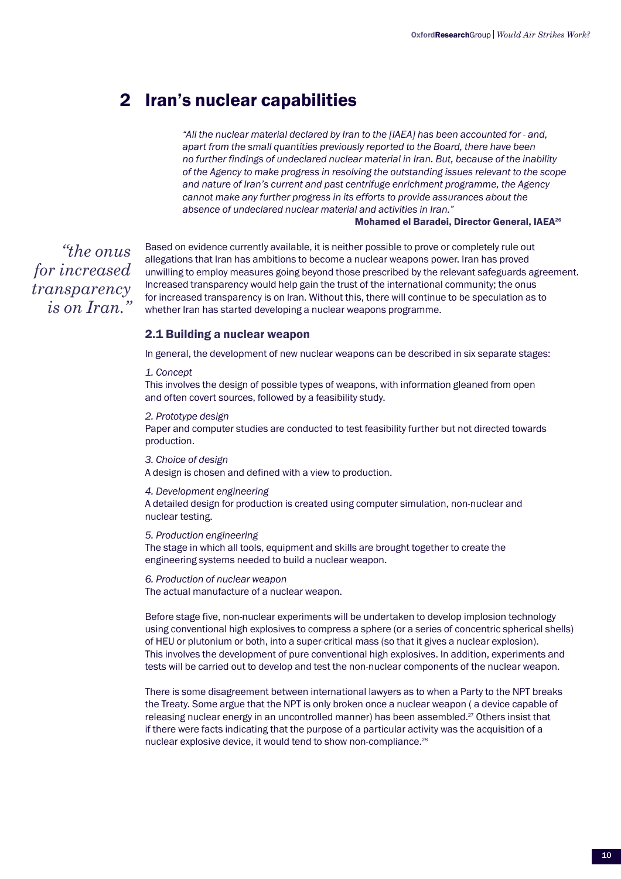# 2 Iran's nuclear capabilities

> *"All the nuclear material declared by Iran to the [IAEA] has been accounted for - and, apart from the small quantities previously reported to the Board, there have been no further findings of undeclared nuclear material in Iran. But, because of the inability of the Agency to make progress in resolving the outstanding issues relevant to the scope and nature of Iran's current and past centrifuge enrichment programme, the Agency cannot make any further progress in its efforts to provide assurances about the absence of undeclared nuclear material and activities in Iran."*
>
> **Mohamed el Baradei, Director General, IAEA[26]**

*"the onus for increased transparency is on Iran."*

Based on evidence currently available, it is neither possible to prove or completely rule out allegations that Iran has ambitions to become a nuclear weapons power. Iran has proved unwilling to employ measures going beyond those prescribed by the relevant safeguards agreement. Increased transparency would help gain the trust of the international community; the onus for increased transparency is on Iran. Without this, there will continue to be speculation as to whether Iran has started developing a nuclear weapons programme.

## 2.1 Building a nuclear weapon

In general, the development of new nuclear weapons can be described in six separate stages:

*1. Concept*
This involves the design of possible types of weapons, with information gleaned from open and often covert sources, followed by a feasibility study.

*2. Prototype design*
Paper and computer studies are conducted to test feasibility further but not directed towards production.

*3. Choice of design*
A design is chosen and defined with a view to production.

*4. Development engineering*
A detailed design for production is created using computer simulation, non-nuclear and nuclear testing.

*5. Production engineering*
The stage in which all tools, equipment and skills are brought together to create the engineering systems needed to build a nuclear weapon.

*6. Production of nuclear weapon*
The actual manufacture of a nuclear weapon.

Before stage five, non-nuclear experiments will be undertaken to develop implosion technology using conventional high explosives to compress a sphere (or a series of concentric spherical shells) of HEU or plutonium or both, into a super-critical mass (so that it gives a nuclear explosion). This involves the development of pure conventional high explosives. In addition, experiments and tests will be carried out to develop and test the non-nuclear components of the nuclear weapon.

There is some disagreement between international lawyers as to when a Party to the NPT breaks the Treaty. Some argue that the NPT is only broken once a nuclear weapon ( a device capable of releasing nuclear energy in an uncontrolled manner) has been assembled.[27] Others insist that if there were facts indicating that the purpose of a particular activity was the acquisition of a nuclear explosive device, it would tend to show non-compliance.[28]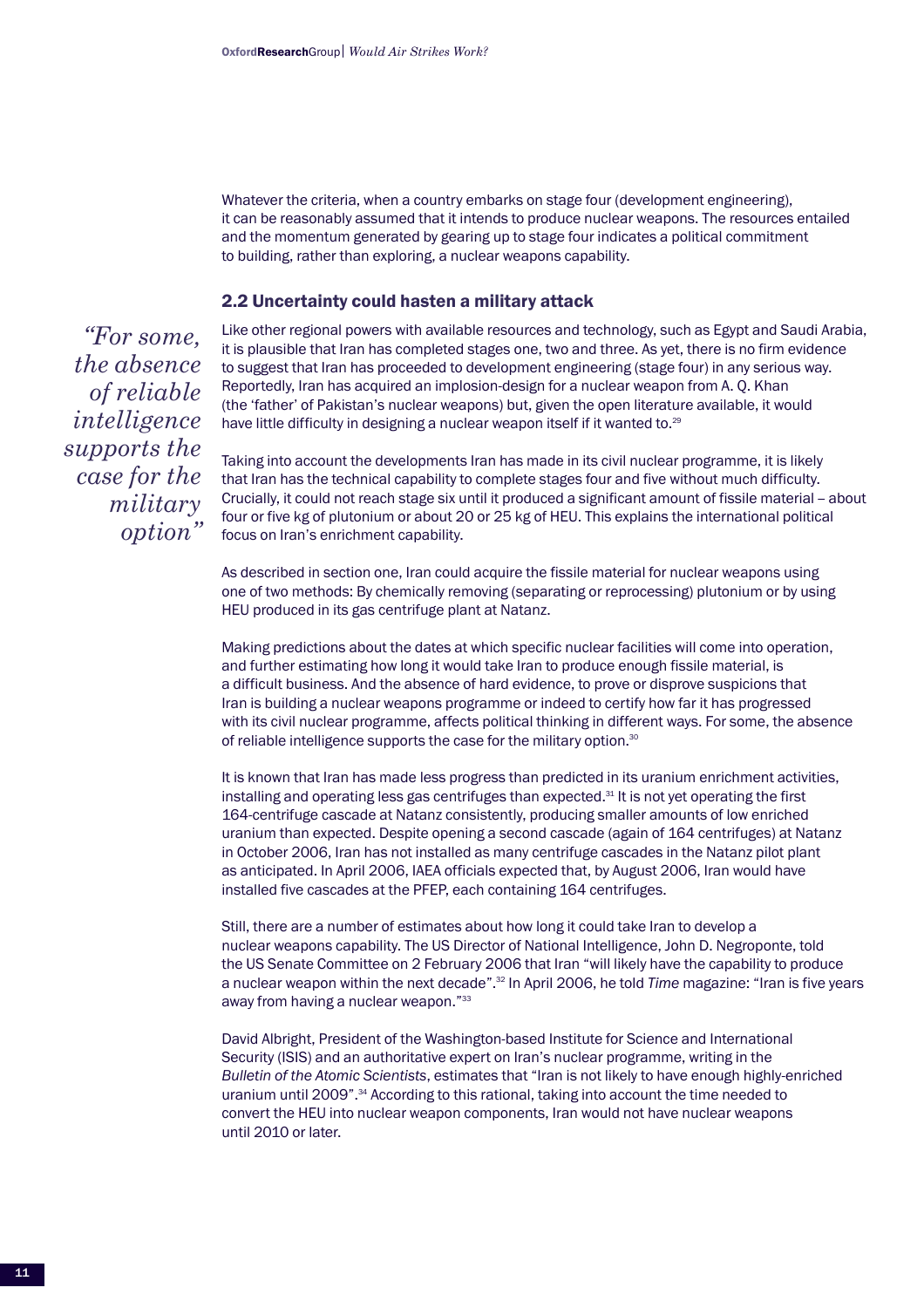Whatever the criteria, when a country embarks on stage four (development engineering), it can be reasonably assumed that it intends to produce nuclear weapons. The resources entailed and the momentum generated by gearing up to stage four indicates a political commitment to building, rather than exploring, a nuclear weapons capability.

## 2.2 Uncertainty could hasten a military attack

*"For some, the absence of reliable intelligence supports the case for the military option"*

Like other regional powers with available resources and technology, such as Egypt and Saudi Arabia, it is plausible that Iran has completed stages one, two and three. As yet, there is no firm evidence to suggest that Iran has proceeded to development engineering (stage four) in any serious way. Reportedly, Iran has acquired an implosion-design for a nuclear weapon from A. Q. Khan (the 'father' of Pakistan's nuclear weapons) but, given the open literature available, it would have little difficulty in designing a nuclear weapon itself if it wanted to.[29]

Taking into account the developments Iran has made in its civil nuclear programme, it is likely that Iran has the technical capability to complete stages four and five without much difficulty. Crucially, it could not reach stage six until it produced a significant amount of fissile material – about four or five kg of plutonium or about 20 or 25 kg of HEU. This explains the international political focus on Iran's enrichment capability.

As described in section one, Iran could acquire the fissile material for nuclear weapons using one of two methods: By chemically removing (separating or reprocessing) plutonium or by using HEU produced in its gas centrifuge plant at Natanz.

Making predictions about the dates at which specific nuclear facilities will come into operation, and further estimating how long it would take Iran to produce enough fissile material, is a difficult business. And the absence of hard evidence, to prove or disprove suspicions that Iran is building a nuclear weapons programme or indeed to certify how far it has progressed with its civil nuclear programme, affects political thinking in different ways. For some, the absence of reliable intelligence supports the case for the military option.[30]

It is known that Iran has made less progress than predicted in its uranium enrichment activities, installing and operating less gas centrifuges than expected.[31] It is not yet operating the first 164-centrifuge cascade at Natanz consistently, producing smaller amounts of low enriched uranium than expected. Despite opening a second cascade (again of 164 centrifuges) at Natanz in October 2006, Iran has not installed as many centrifuge cascades in the Natanz pilot plant as anticipated. In April 2006, IAEA officials expected that, by August 2006, Iran would have installed five cascades at the PFEP, each containing 164 centrifuges.

Still, there are a number of estimates about how long it could take Iran to develop a nuclear weapons capability. The US Director of National Intelligence, John D. Negroponte, told the US Senate Committee on 2 February 2006 that Iran "will likely have the capability to produce a nuclear weapon within the next decade".[32] In April 2006, he told *Time* magazine: "Iran is five years away from having a nuclear weapon."[33]

David Albright, President of the Washington-based Institute for Science and International Security (ISIS) and an authoritative expert on Iran's nuclear programme, writing in the *Bulletin of the Atomic Scientists*, estimates that "Iran is not likely to have enough highly-enriched uranium until 2009".[34] According to this rational, taking into account the time needed to convert the HEU into nuclear weapon components, Iran would not have nuclear weapons until 2010 or later.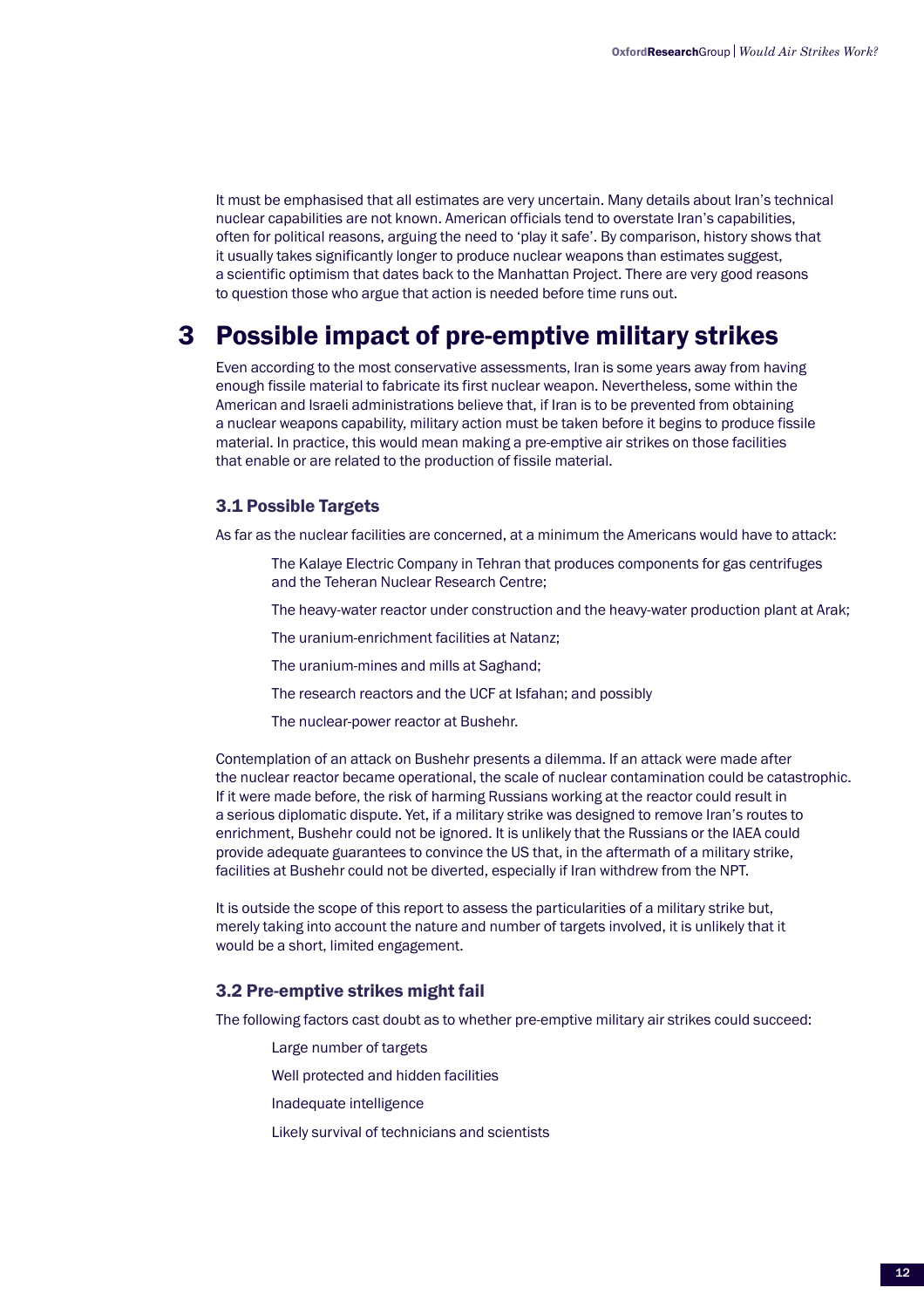It must be emphasised that all estimates are very uncertain. Many details about Iran's technical nuclear capabilities are not known. American officials tend to overstate Iran's capabilities, often for political reasons, arguing the need to 'play it safe'. By comparison, history shows that it usually takes significantly longer to produce nuclear weapons than estimates suggest, a scientific optimism that dates back to the Manhattan Project. There are very good reasons to question those who argue that action is needed before time runs out.

# 3 Possible impact of pre-emptive military strikes

Even according to the most conservative assessments, Iran is some years away from having enough fissile material to fabricate its first nuclear weapon. Nevertheless, some within the American and Israeli administrations believe that, if Iran is to be prevented from obtaining a nuclear weapons capability, military action must be taken before it begins to produce fissile material. In practice, this would mean making a pre-emptive air strikes on those facilities that enable or are related to the production of fissile material.

## 3.1 Possible Targets

As far as the nuclear facilities are concerned, at a minimum the Americans would have to attack:

- The Kalaye Electric Company in Tehran that produces components for gas centrifuges and the Teheran Nuclear Research Centre;
- The heavy-water reactor under construction and the heavy-water production plant at Arak;
- The uranium-enrichment facilities at Natanz;
- The uranium-mines and mills at Saghand;
- The research reactors and the UCF at Isfahan; and possibly
- The nuclear-power reactor at Bushehr.

Contemplation of an attack on Bushehr presents a dilemma. If an attack were made after the nuclear reactor became operational, the scale of nuclear contamination could be catastrophic. If it were made before, the risk of harming Russians working at the reactor could result in a serious diplomatic dispute. Yet, if a military strike was designed to remove Iran's routes to enrichment, Bushehr could not be ignored. It is unlikely that the Russians or the IAEA could provide adequate guarantees to convince the US that, in the aftermath of a military strike, facilities at Bushehr could not be diverted, especially if Iran withdrew from the NPT.

It is outside the scope of this report to assess the particularities of a military strike but, merely taking into account the nature and number of targets involved, it is unlikely that it would be a short, limited engagement.

## 3.2 Pre-emptive strikes might fail

The following factors cast doubt as to whether pre-emptive military air strikes could succeed:

- Large number of targets
- Well protected and hidden facilities
- Inadequate intelligence
- Likely survival of technicians and scientists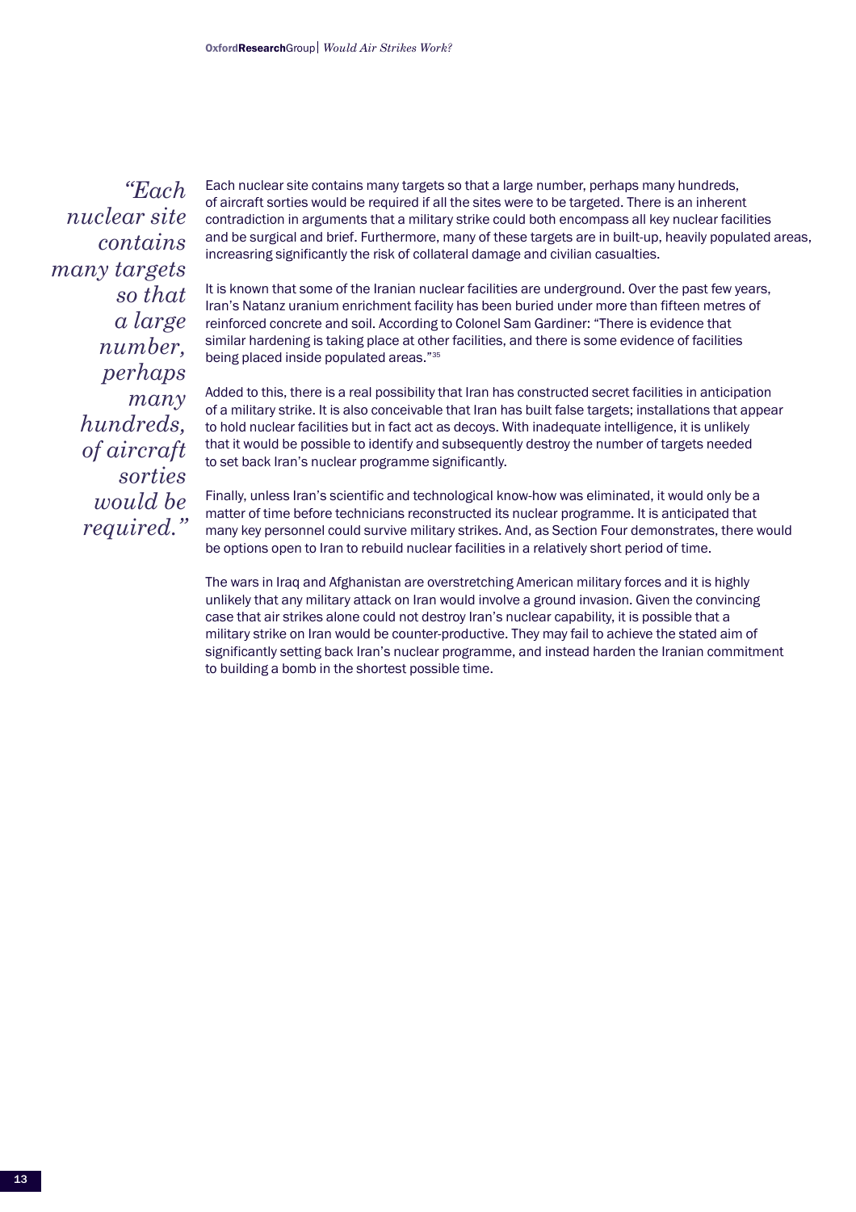*"Each nuclear site contains many targets so that a large number, perhaps many hundreds, of aircraft sorties would be required."*

Each nuclear site contains many targets so that a large number, perhaps many hundreds, of aircraft sorties would be required if all the sites were to be targeted. There is an inherent contradiction in arguments that a military strike could both encompass all key nuclear facilities and be surgical and brief. Furthermore, many of these targets are in built-up, heavily populated areas, increasring significantly the risk of collateral damage and civilian casualties.

It is known that some of the Iranian nuclear facilities are underground. Over the past few years, Iran's Natanz uranium enrichment facility has been buried under more than fifteen metres of reinforced concrete and soil. According to Colonel Sam Gardiner: "There is evidence that similar hardening is taking place at other facilities, and there is some evidence of facilities being placed inside populated areas."[35]

Added to this, there is a real possibility that Iran has constructed secret facilities in anticipation of a military strike. It is also conceivable that Iran has built false targets; installations that appear to hold nuclear facilities but in fact act as decoys. With inadequate intelligence, it is unlikely that it would be possible to identify and subsequently destroy the number of targets needed to set back Iran's nuclear programme significantly.

Finally, unless Iran's scientific and technological know-how was eliminated, it would only be a matter of time before technicians reconstructed its nuclear programme. It is anticipated that many key personnel could survive military strikes. And, as Section Four demonstrates, there would be options open to Iran to rebuild nuclear facilities in a relatively short period of time.

The wars in Iraq and Afghanistan are overstretching American military forces and it is highly unlikely that any military attack on Iran would involve a ground invasion. Given the convincing case that air strikes alone could not destroy Iran's nuclear capability, it is possible that a military strike on Iran would be counter-productive. They may fail to achieve the stated aim of significantly setting back Iran's nuclear programme, and instead harden the Iranian commitment to building a bomb in the shortest possible time.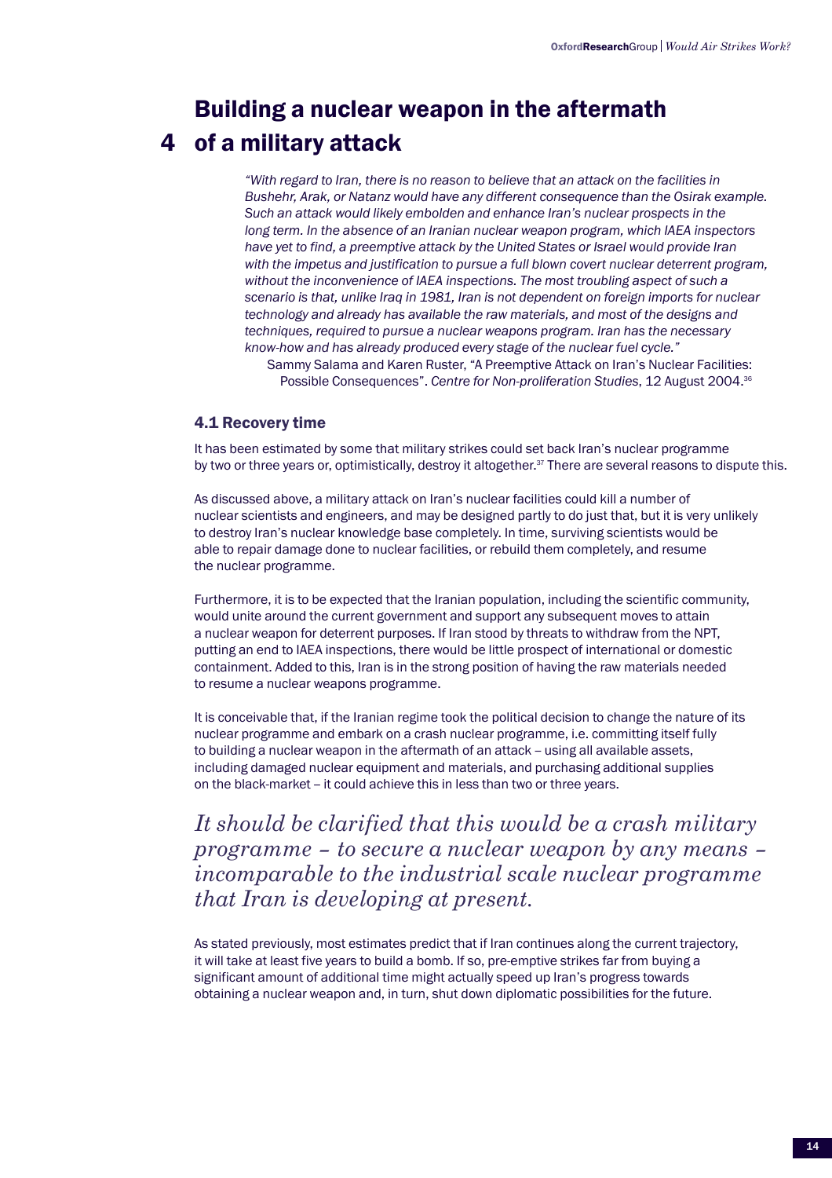## 4 Building a nuclear weapon in the aftermath of a military attack

*"With regard to Iran, there is no reason to believe that an attack on the facilities in Bushehr, Arak, or Natanz would have any different consequence than the Osirak example. Such an attack would likely embolden and enhance Iran's nuclear prospects in the long term. In the absence of an Iranian nuclear weapon program, which IAEA inspectors have yet to find, a preemptive attack by the United States or Israel would provide Iran with the impetus and justification to pursue a full blown covert nuclear deterrent program, without the inconvenience of IAEA inspections. The most troubling aspect of such a scenario is that, unlike Iraq in 1981, Iran is not dependent on foreign imports for nuclear technology and already has available the raw materials, and most of the designs and techniques, required to pursue a nuclear weapons program. Iran has the necessary know-how and has already produced every stage of the nuclear fuel cycle."*

Sammy Salama and Karen Ruster, "A Preemptive Attack on Iran's Nuclear Facilities: Possible Consequences". *Centre for Non-proliferation Studies*, 12 August 2004.[36]

### 4.1 Recovery time

It has been estimated by some that military strikes could set back Iran's nuclear programme by two or three years or, optimistically, destroy it altogether.[37] There are several reasons to dispute this.

As discussed above, a military attack on Iran's nuclear facilities could kill a number of nuclear scientists and engineers, and may be designed partly to do just that, but it is very unlikely to destroy Iran's nuclear knowledge base completely. In time, surviving scientists would be able to repair damage done to nuclear facilities, or rebuild them completely, and resume the nuclear programme.

Furthermore, it is to be expected that the Iranian population, including the scientific community, would unite around the current government and support any subsequent moves to attain a nuclear weapon for deterrent purposes. If Iran stood by threats to withdraw from the NPT, putting an end to IAEA inspections, there would be little prospect of international or domestic containment. Added to this, Iran is in the strong position of having the raw materials needed to resume a nuclear weapons programme.

It is conceivable that, if the Iranian regime took the political decision to change the nature of its nuclear programme and embark on a crash nuclear programme, i.e. committing itself fully to building a nuclear weapon in the aftermath of an attack – using all available assets, including damaged nuclear equipment and materials, and purchasing additional supplies on the black-market – it could achieve this in less than two or three years.

*It should be clarified that this would be a crash military programme – to secure a nuclear weapon by any means – incomparable to the industrial scale nuclear programme that Iran is developing at present.*

As stated previously, most estimates predict that if Iran continues along the current trajectory, it will take at least five years to build a bomb. If so, pre-emptive strikes far from buying a significant amount of additional time might actually speed up Iran's progress towards obtaining a nuclear weapon and, in turn, shut down diplomatic possibilities for the future.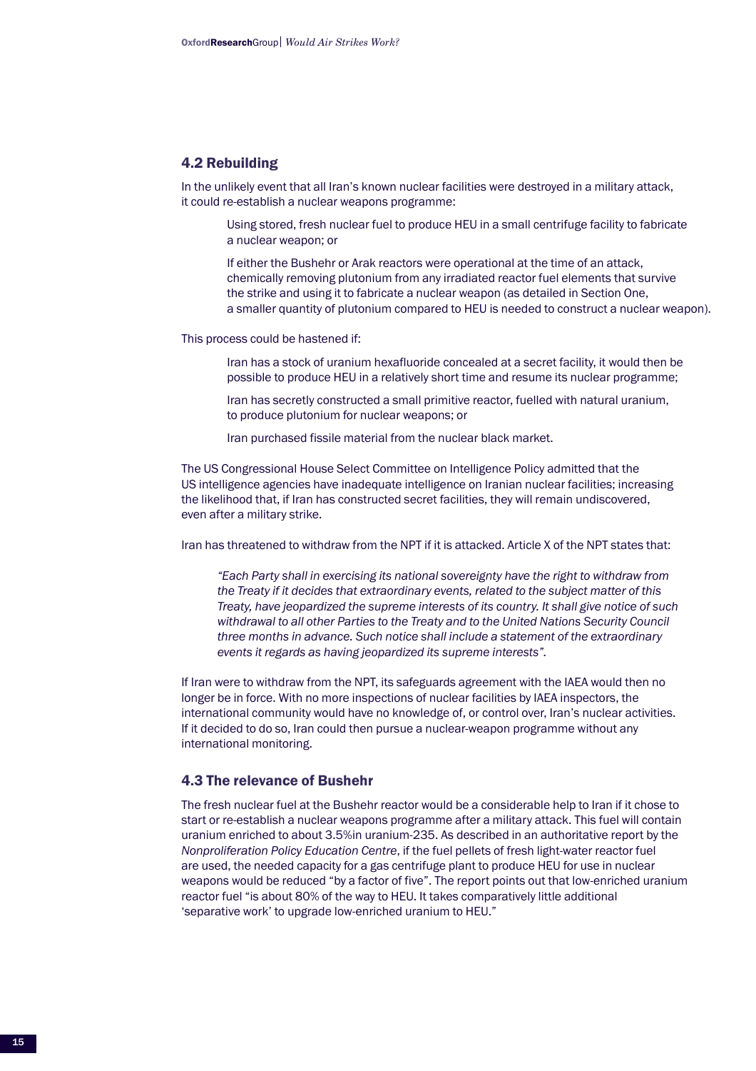## 4.2 Rebuilding

In the unlikely event that all Iran's known nuclear facilities were destroyed in a military attack, it could re-establish a nuclear weapons programme:

> Using stored, fresh nuclear fuel to produce HEU in a small centrifuge facility to fabricate a nuclear weapon; or
>
> If either the Bushehr or Arak reactors were operational at the time of an attack, chemically removing plutonium from any irradiated reactor fuel elements that survive the strike and using it to fabricate a nuclear weapon (as detailed in Section One, a smaller quantity of plutonium compared to HEU is needed to construct a nuclear weapon).

This process could be hastened if:

> Iran has a stock of uranium hexafluoride concealed at a secret facility, it would then be possible to produce HEU in a relatively short time and resume its nuclear programme;
>
> Iran has secretly constructed a small primitive reactor, fuelled with natural uranium, to produce plutonium for nuclear weapons; or
>
> Iran purchased fissile material from the nuclear black market.

The US Congressional House Select Committee on Intelligence Policy admitted that the US intelligence agencies have inadequate intelligence on Iranian nuclear facilities; increasing the likelihood that, if Iran has constructed secret facilities, they will remain undiscovered, even after a military strike.

Iran has threatened to withdraw from the NPT if it is attacked. Article X of the NPT states that:

> *"Each Party shall in exercising its national sovereignty have the right to withdraw from the Treaty if it decides that extraordinary events, related to the subject matter of this Treaty, have jeopardized the supreme interests of its country. It shall give notice of such withdrawal to all other Parties to the Treaty and to the United Nations Security Council three months in advance. Such notice shall include a statement of the extraordinary events it regards as having jeopardized its supreme interests".*

If Iran were to withdraw from the NPT, its safeguards agreement with the IAEA would then no longer be in force. With no more inspections of nuclear facilities by IAEA inspectors, the international community would have no knowledge of, or control over, Iran's nuclear activities. If it decided to do so, Iran could then pursue a nuclear-weapon programme without any international monitoring.

## 4.3 The relevance of Bushehr

The fresh nuclear fuel at the Bushehr reactor would be a considerable help to Iran if it chose to start or re-establish a nuclear weapons programme after a military attack. This fuel will contain uranium enriched to about 3.5%in uranium-235. As described in an authoritative report by the *Nonproliferation Policy Education Centre*, if the fuel pellets of fresh light-water reactor fuel are used, the needed capacity for a gas centrifuge plant to produce HEU for use in nuclear weapons would be reduced "by a factor of five". The report points out that low-enriched uranium reactor fuel "is about 80% of the way to HEU. It takes comparatively little additional 'separative work' to upgrade low-enriched uranium to HEU."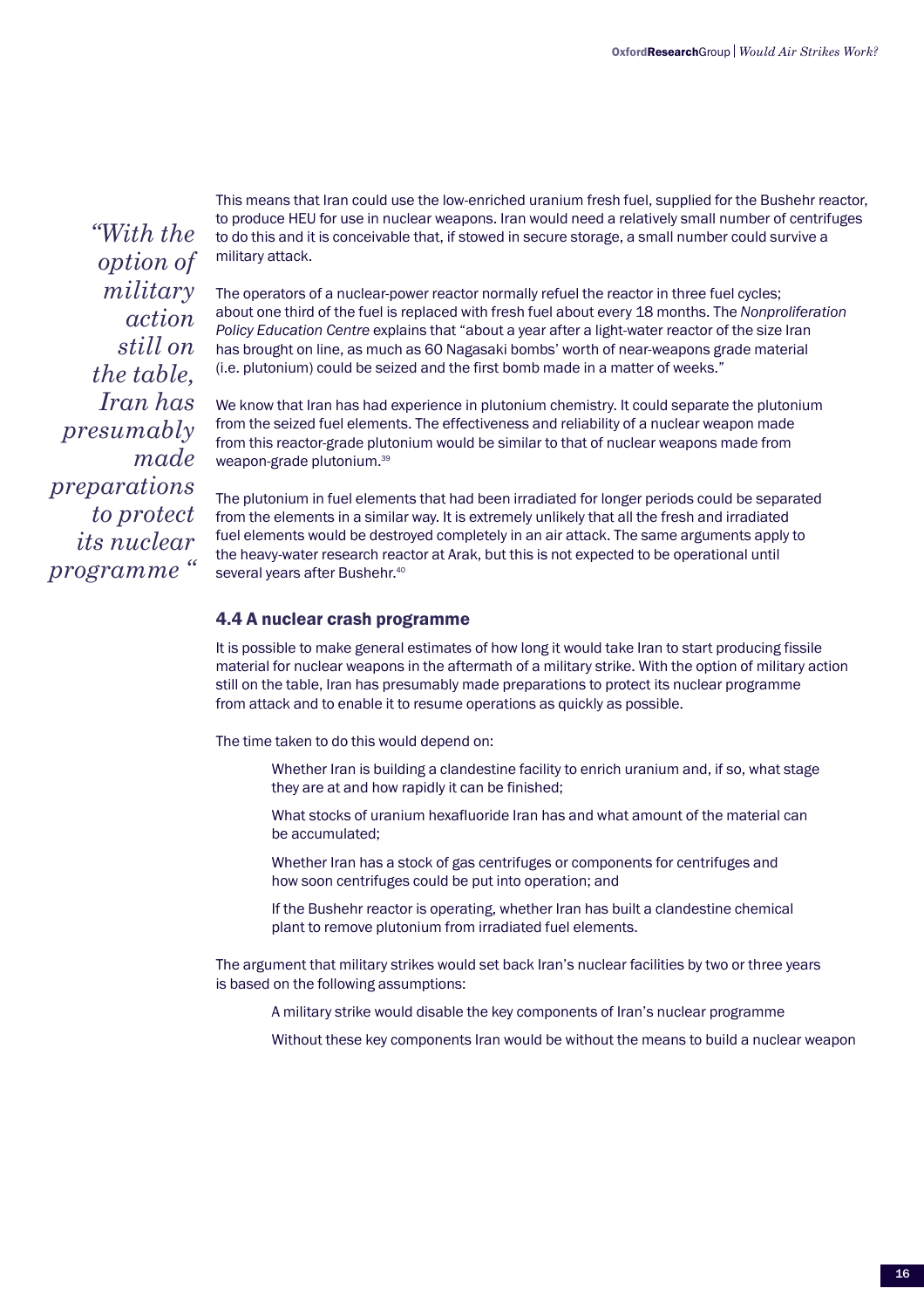> *"With the option of military action still on the table, Iran has presumably made preparations to protect its nuclear programme "*

This means that Iran could use the low-enriched uranium fresh fuel, supplied for the Bushehr reactor, to produce HEU for use in nuclear weapons. Iran would need a relatively small number of centrifuges to do this and it is conceivable that, if stowed in secure storage, a small number could survive a military attack.

The operators of a nuclear-power reactor normally refuel the reactor in three fuel cycles; about one third of the fuel is replaced with fresh fuel about every 18 months. The *Nonproliferation Policy Education Centre* explains that "about a year after a light-water reactor of the size Iran has brought on line, as much as 60 Nagasaki bombs' worth of near-weapons grade material (i.e. plutonium) could be seized and the first bomb made in a matter of weeks."

We know that Iran has had experience in plutonium chemistry. It could separate the plutonium from the seized fuel elements. The effectiveness and reliability of a nuclear weapon made from this reactor-grade plutonium would be similar to that of nuclear weapons made from weapon-grade plutonium.[39]

The plutonium in fuel elements that had been irradiated for longer periods could be separated from the elements in a similar way. It is extremely unlikely that all the fresh and irradiated fuel elements would be destroyed completely in an air attack. The same arguments apply to the heavy-water research reactor at Arak, but this is not expected to be operational until several years after Bushehr.[40]

### 4.4 A nuclear crash programme

It is possible to make general estimates of how long it would take Iran to start producing fissile material for nuclear weapons in the aftermath of a military strike. With the option of military action still on the table, Iran has presumably made preparations to protect its nuclear programme from attack and to enable it to resume operations as quickly as possible.

The time taken to do this would depend on:

- Whether Iran is building a clandestine facility to enrich uranium and, if so, what stage they are at and how rapidly it can be finished;
- What stocks of uranium hexafluoride Iran has and what amount of the material can be accumulated;
- Whether Iran has a stock of gas centrifuges or components for centrifuges and how soon centrifuges could be put into operation; and
- If the Bushehr reactor is operating, whether Iran has built a clandestine chemical plant to remove plutonium from irradiated fuel elements.

The argument that military strikes would set back Iran's nuclear facilities by two or three years is based on the following assumptions:

- A military strike would disable the key components of Iran's nuclear programme
- Without these key components Iran would be without the means to build a nuclear weapon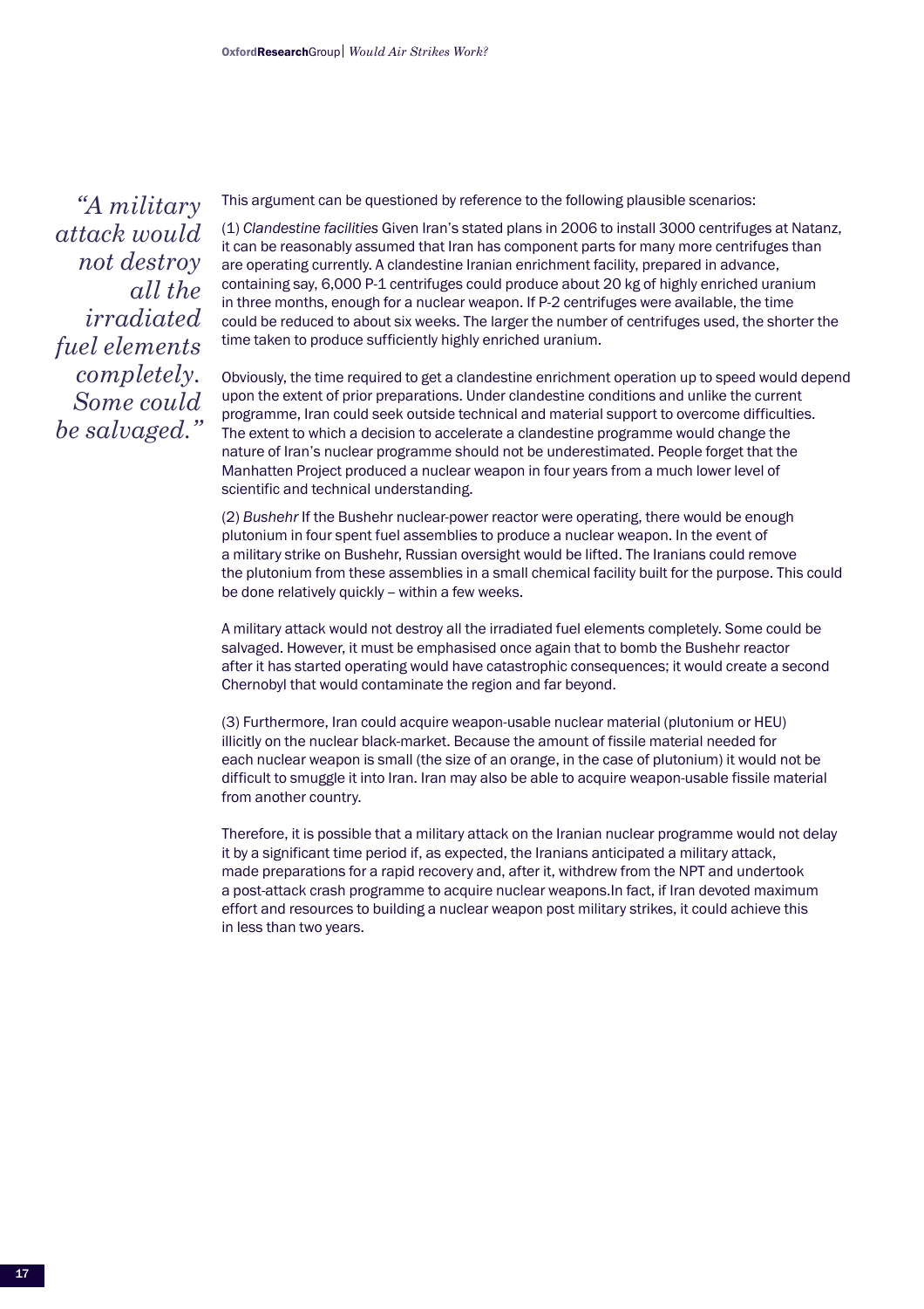*"A military attack would not destroy all the irradiated fuel elements completely. Some could be salvaged."*

This argument can be questioned by reference to the following plausible scenarios:

(1) *Clandestine facilities* Given Iran's stated plans in 2006 to install 3000 centrifuges at Natanz, it can be reasonably assumed that Iran has component parts for many more centrifuges than are operating currently. A clandestine Iranian enrichment facility, prepared in advance, containing say, 6,000 P-1 centrifuges could produce about 20 kg of highly enriched uranium in three months, enough for a nuclear weapon. If P-2 centrifuges were available, the time could be reduced to about six weeks. The larger the number of centrifuges used, the shorter the time taken to produce sufficiently highly enriched uranium.

Obviously, the time required to get a clandestine enrichment operation up to speed would depend upon the extent of prior preparations. Under clandestine conditions and unlike the current programme, Iran could seek outside technical and material support to overcome difficulties. The extent to which a decision to accelerate a clandestine programme would change the nature of Iran's nuclear programme should not be underestimated. People forget that the Manhatten Project produced a nuclear weapon in four years from a much lower level of scientific and technical understanding.

(2) *Bushehr* If the Bushehr nuclear-power reactor were operating, there would be enough plutonium in four spent fuel assemblies to produce a nuclear weapon. In the event of a military strike on Bushehr, Russian oversight would be lifted. The Iranians could remove the plutonium from these assemblies in a small chemical facility built for the purpose. This could be done relatively quickly – within a few weeks.

A military attack would not destroy all the irradiated fuel elements completely. Some could be salvaged. However, it must be emphasised once again that to bomb the Bushehr reactor after it has started operating would have catastrophic consequences; it would create a second Chernobyl that would contaminate the region and far beyond.

(3) Furthermore, Iran could acquire weapon-usable nuclear material (plutonium or HEU) illicitly on the nuclear black-market. Because the amount of fissile material needed for each nuclear weapon is small (the size of an orange, in the case of plutonium) it would not be difficult to smuggle it into Iran. Iran may also be able to acquire weapon-usable fissile material from another country.

Therefore, it is possible that a military attack on the Iranian nuclear programme would not delay it by a significant time period if, as expected, the Iranians anticipated a military attack, made preparations for a rapid recovery and, after it, withdrew from the NPT and undertook a post-attack crash programme to acquire nuclear weapons.In fact, if Iran devoted maximum effort and resources to building a nuclear weapon post military strikes, it could achieve this in less than two years.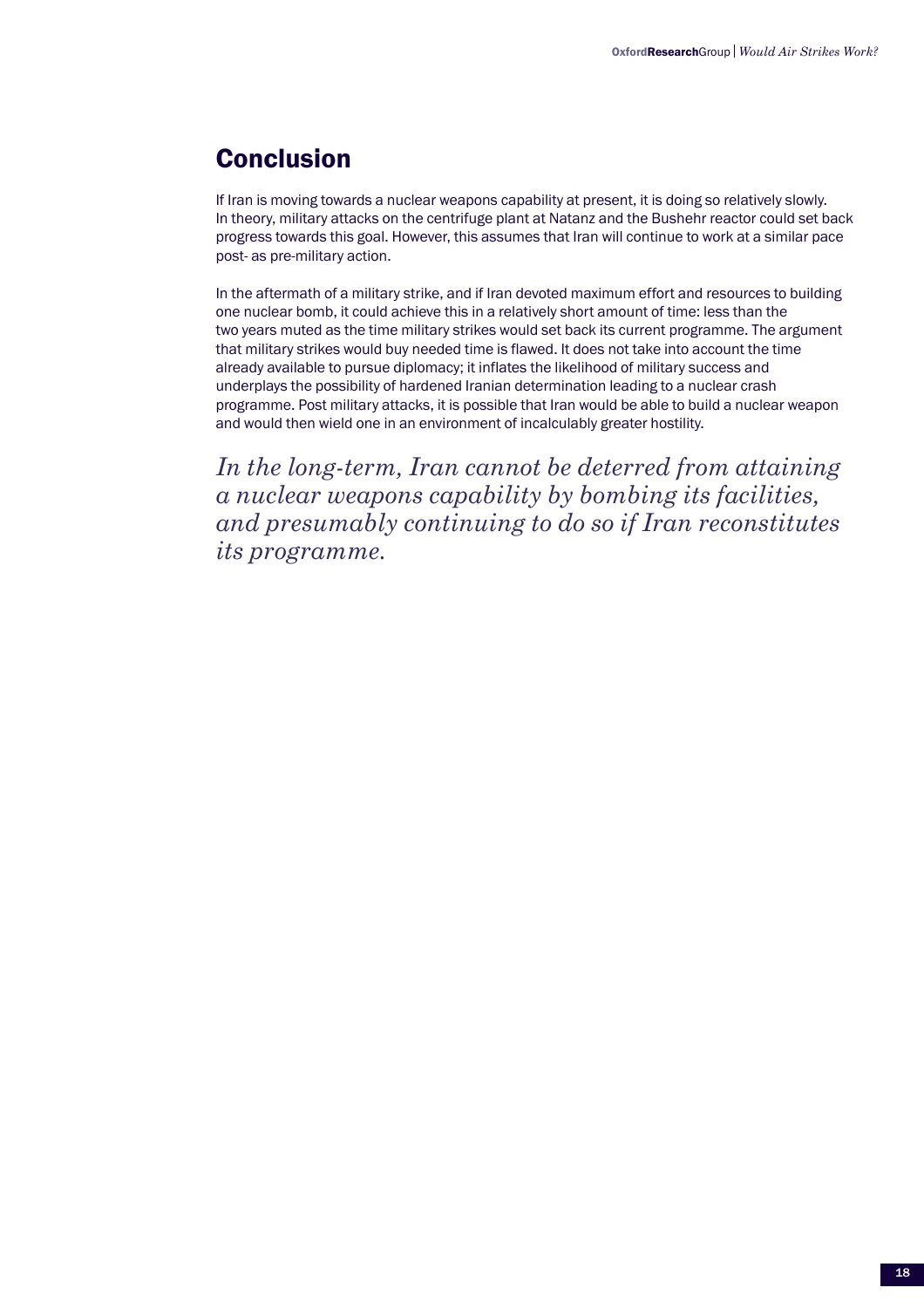## Conclusion

If Iran is moving towards a nuclear weapons capability at present, it is doing so relatively slowly. In theory, military attacks on the centrifuge plant at Natanz and the Bushehr reactor could set back progress towards this goal. However, this assumes that Iran will continue to work at a similar pace post- as pre-military action.

In the aftermath of a military strike, and if Iran devoted maximum effort and resources to building one nuclear bomb, it could achieve this in a relatively short amount of time: less than the two years muted as the time military strikes would set back its current programme. The argument that military strikes would buy needed time is flawed. It does not take into account the time already available to pursue diplomacy; it inflates the likelihood of military success and underplays the possibility of hardened Iranian determination leading to a nuclear crash programme. Post military attacks, it is possible that Iran would be able to build a nuclear weapon and would then wield one in an environment of incalculably greater hostility.

*In the long-term, Iran cannot be deterred from attaining a nuclear weapons capability by bombing its facilities, and presumably continuing to do so if Iran reconstitutes its programme.*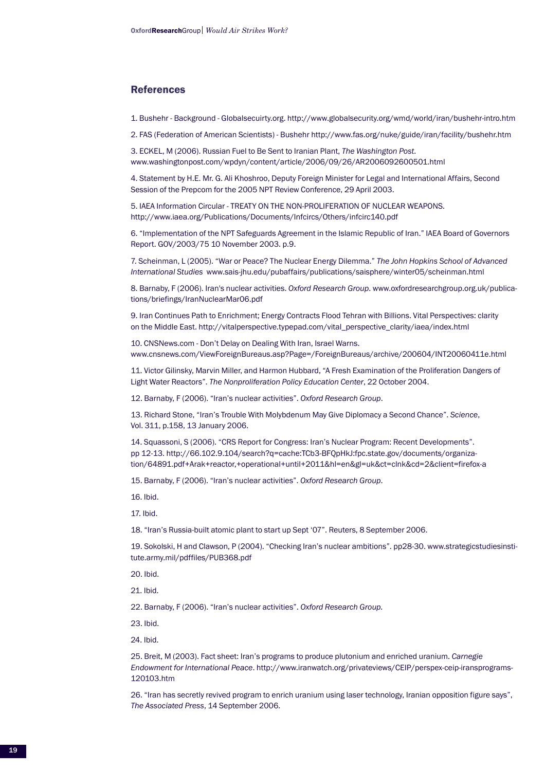## References

1. Bushehr - Background - Globalsecuirty.org. http://www.globalsecurity.org/wmd/world/iran/bushehr-intro.htm

2. FAS (Federation of American Scientists) - Bushehr http://www.fas.org/nuke/guide/iran/facility/bushehr.htm

3. ECKEL, M (2006). Russian Fuel to Be Sent to Iranian Plant, *The Washington Post*. www.washingtonpost.com/wpdyn/content/article/2006/09/26/AR2006092600501.html

4. Statement by H.E. Mr. G. Ali Khoshroo, Deputy Foreign Minister for Legal and International Affairs, Second Session of the Prepcom for the 2005 NPT Review Conference, 29 April 2003.

5. IAEA Information Circular - TREATY ON THE NON-PROLIFERATION OF NUCLEAR WEAPONS. http://www.iaea.org/Publications/Documents/Infcircs/Others/infcirc140.pdf

6. "Implementation of the NPT Safeguards Agreement in the Islamic Republic of Iran." IAEA Board of Governors Report. GOV/2003/75 10 November 2003. p.9.

7. Scheinman, L (2005). "War or Peace? The Nuclear Energy Dilemma." *The John Hopkins School of Advanced International Studies* www.sais-jhu.edu/pubaffairs/publications/saisphere/winter05/scheinman.html

8. Barnaby, F (2006). Iran's nuclear activities. *Oxford Research Group*. www.oxfordresearchgroup.org.uk/publications/briefings/IranNuclearMar06.pdf

9. Iran Continues Path to Enrichment; Energy Contracts Flood Tehran with Billions. Vital Perspectives: clarity on the Middle East. http://vitalperspective.typepad.com/vital_perspective_clarity/iaea/index.html

10. CNSNews.com - Don't Delay on Dealing With Iran, Israel Warns. www.cnsnews.com/ViewForeignBureaus.asp?Page=/ForeignBureaus/archive/200604/INT20060411e.html

11. Victor Gilinsky, Marvin Miller, and Harmon Hubbard, "A Fresh Examination of the Proliferation Dangers of Light Water Reactors". *The Nonproliferation Policy Education Center*, 22 October 2004.

12. Barnaby, F (2006). "Iran's nuclear activities". *Oxford Research Group*.

13. Richard Stone, "Iran's Trouble With Molybdenum May Give Diplomacy a Second Chance". *Science*, Vol. 311, p.158, 13 January 2006.

14. Squassoni, S (2006). "CRS Report for Congress: Iran's Nuclear Program: Recent Developments". pp 12-13. http://66.102.9.104/search?q=cache:TCb3-BFQpHkJ:fpc.state.gov/documents/organization/64891.pdf+Arak+reactor,+operational+until+2011&hl=en&gl=uk&ct=clnk&cd=2&client=firefox-a

15. Barnaby, F (2006). "Iran's nuclear activities". *Oxford Research Group*.

16. Ibid.

17. Ibid.

18. "Iran's Russia-built atomic plant to start up Sept '07". Reuters, 8 September 2006.

19. Sokolski, H and Clawson, P (2004). "Checking Iran's nuclear ambitions". pp28-30. www.strategicstudiesinstitute.army.mil/pdffiles/PUB368.pdf

20. Ibid.

21. Ibid.

22. Barnaby, F (2006). "Iran's nuclear activities". *Oxford Research Group.*

23. Ibid.

24. Ibid.

25. Breit, M (2003). Fact sheet: Iran's programs to produce plutonium and enriched uranium. *Carnegie Endowment for International Peace*. http://www.iranwatch.org/privateviews/CEIP/perspex-ceip-iransprograms-120103.htm

26. "Iran has secretly revived program to enrich uranium using laser technology, Iranian opposition figure says", *The Associated Press*, 14 September 2006.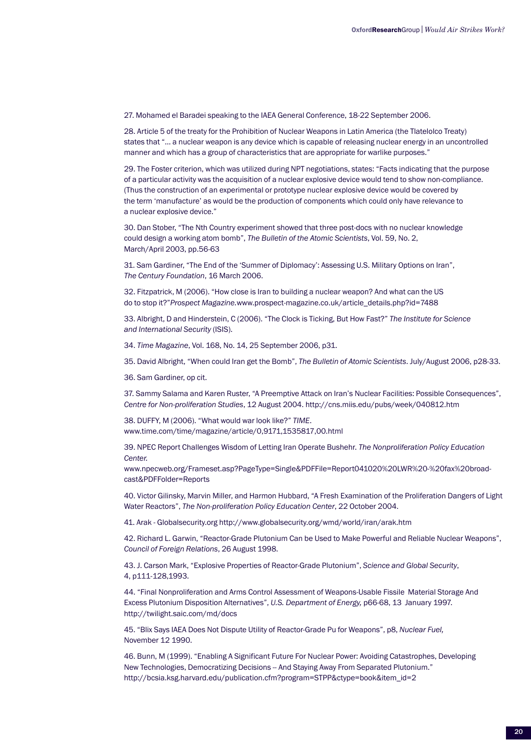27. Mohamed el Baradei speaking to the IAEA General Conference, 18-22 September 2006.

28. Article 5 of the treaty for the Prohibition of Nuclear Weapons in Latin America (the Tlatelolco Treaty) states that "... a nuclear weapon is any device which is capable of releasing nuclear energy in an uncontrolled manner and which has a group of characteristics that are appropriate for warlike purposes."

29. The Foster criterion, which was utilized during NPT negotiations, states: "Facts indicating that the purpose of a particular activity was the acquisition of a nuclear explosive device would tend to show non-compliance. (Thus the construction of an experimental or prototype nuclear explosive device would be covered by the term 'manufacture' as would be the production of components which could only have relevance to a nuclear explosive device."

30. Dan Stober, "The Nth Country experiment showed that three post-docs with no nuclear knowledge could design a working atom bomb", *The Bulletin of the Atomic Scientists*, Vol. 59, No. 2, March/April 2003, pp.56-63

31. Sam Gardiner, "The End of the 'Summer of Diplomacy': Assessing U.S. Military Options on Iran", *The Century Foundation*, 16 March 2006.

32. Fitzpatrick, M (2006). "How close is Iran to building a nuclear weapon? And what can the US do to stop it?"*Prospect Magazine.*www.prospect-magazine.co.uk/article_details.php?id=7488

33. Albright, D and Hinderstein, C (2006). "The Clock is Ticking, But How Fast?" *The Institute for Science and International Security* (ISIS).

34. *Time Magazine*, Vol. 168, No. 14, 25 September 2006, p31.

35. David Albright, "When could Iran get the Bomb", *The Bulletin of Atomic Scientists*. July/August 2006, p28-33.

36. Sam Gardiner, op cit.

37. Sammy Salama and Karen Ruster, "A Preemptive Attack on Iran's Nuclear Facilities: Possible Consequences", *Centre for Non-proliferation Studies*, 12 August 2004. http://cns.miis.edu/pubs/week/040812.htm

38. DUFFY, M (2006). "What would war look like?" *TIME*. www.time.com/time/magazine/article/0,9171,1535817,00.html

39. NPEC Report Challenges Wisdom of Letting Iran Operate Bushehr. *The Nonproliferation Policy Education Center.* www.npecweb.org/Frameset.asp?PageType=Single&PDFFile=Report041020%20LWR%20-%20fax%20broad-cast&PDFFolder=Reports

40. Victor Gilinsky, Marvin Miller, and Harmon Hubbard, "A Fresh Examination of the Proliferation Dangers of Light Water Reactors", *The Non-proliferation Policy Education Center*, 22 October 2004.

41. Arak - Globalsecurity.org http://www.globalsecurity.org/wmd/world/iran/arak.htm

42. Richard L. Garwin, "Reactor-Grade Plutonium Can be Used to Make Powerful and Reliable Nuclear Weapons", *Council of Foreign Relations*, 26 August 1998.

43. J. Carson Mark, "Explosive Properties of Reactor-Grade Plutonium", *Science and Global Security*, 4, p111-128,1993.

44. "Final Nonproliferation and Arms Control Assessment of Weapons-Usable Fissile Material Storage And Excess Plutonium Disposition Alternatives", *U.S. Department of Energy,* p66-68, 13 January 1997. http://twilight.saic.com/md/docs

45. "Blix Says IAEA Does Not Dispute Utility of Reactor-Grade Pu for Weapons", p8, *Nuclear Fuel,* November 12 1990.

46. Bunn, M (1999). "Enabling A Significant Future For Nuclear Power: Avoiding Catastrophes, Developing New Technologies, Democratizing Decisions -- And Staying Away From Separated Plutonium." http://bcsia.ksg.harvard.edu/publication.cfm?program=STPP&ctype=book&item_id=2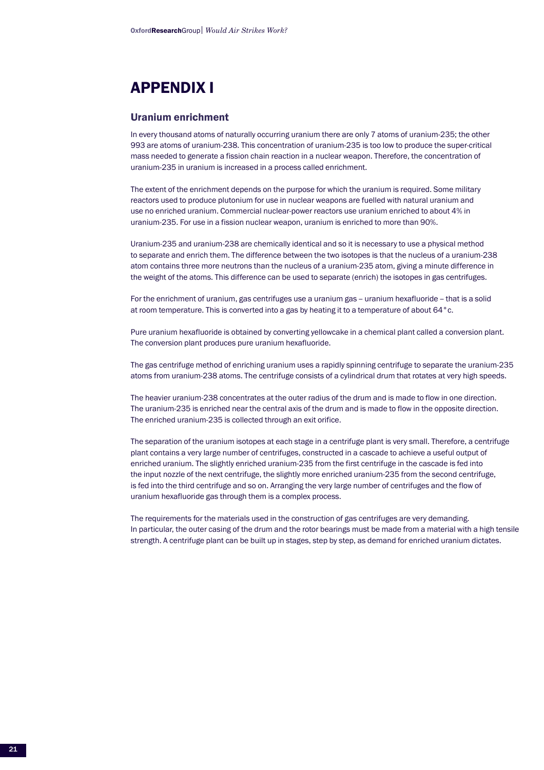# APPENDIX I

## Uranium enrichment

In every thousand atoms of naturally occurring uranium there are only 7 atoms of uranium-235; the other 993 are atoms of uranium-238. This concentration of uranium-235 is too low to produce the super-critical mass needed to generate a fission chain reaction in a nuclear weapon. Therefore, the concentration of uranium-235 in uranium is increased in a process called enrichment.

The extent of the enrichment depends on the purpose for which the uranium is required. Some military reactors used to produce plutonium for use in nuclear weapons are fuelled with natural uranium and use no enriched uranium. Commercial nuclear-power reactors use uranium enriched to about 4% in uranium-235. For use in a fission nuclear weapon, uranium is enriched to more than 90%.

Uranium-235 and uranium-238 are chemically identical and so it is necessary to use a physical method to separate and enrich them. The difference between the two isotopes is that the nucleus of a uranium-238 atom contains three more neutrons than the nucleus of a uranium-235 atom, giving a minute difference in the weight of the atoms. This difference can be used to separate (enrich) the isotopes in gas centrifuges.

For the enrichment of uranium, gas centrifuges use a uranium gas – uranium hexafluoride – that is a solid at room temperature. This is converted into a gas by heating it to a temperature of about 64°c.

Pure uranium hexafluoride is obtained by converting yellowcake in a chemical plant called a conversion plant. The conversion plant produces pure uranium hexafluoride.

The gas centrifuge method of enriching uranium uses a rapidly spinning centrifuge to separate the uranium-235 atoms from uranium-238 atoms. The centrifuge consists of a cylindrical drum that rotates at very high speeds.

The heavier uranium-238 concentrates at the outer radius of the drum and is made to flow in one direction. The uranium-235 is enriched near the central axis of the drum and is made to flow in the opposite direction. The enriched uranium-235 is collected through an exit orifice.

The separation of the uranium isotopes at each stage in a centrifuge plant is very small. Therefore, a centrifuge plant contains a very large number of centrifuges, constructed in a cascade to achieve a useful output of enriched uranium. The slightly enriched uranium-235 from the first centrifuge in the cascade is fed into the input nozzle of the next centrifuge, the slightly more enriched uranium-235 from the second centrifuge, is fed into the third centrifuge and so on. Arranging the very large number of centrifuges and the flow of uranium hexafluoride gas through them is a complex process.

The requirements for the materials used in the construction of gas centrifuges are very demanding. In particular, the outer casing of the drum and the rotor bearings must be made from a material with a high tensile strength. A centrifuge plant can be built up in stages, step by step, as demand for enriched uranium dictates.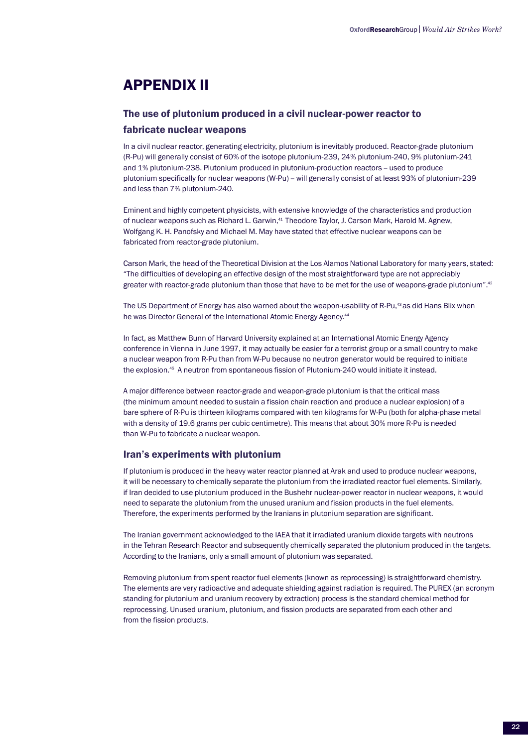# APPENDIX II

## The use of plutonium produced in a civil nuclear-power reactor to fabricate nuclear weapons

In a civil nuclear reactor, generating electricity, plutonium is inevitably produced. Reactor-grade plutonium (R-Pu) will generally consist of 60% of the isotope plutonium-239, 24% plutonium-240, 9% plutonium-241 and 1% plutonium-238. Plutonium produced in plutonium-production reactors – used to produce plutonium specifically for nuclear weapons (W-Pu) – will generally consist of at least 93% of plutonium-239 and less than 7% plutonium-240.

Eminent and highly competent physicists, with extensive knowledge of the characteristics and production of nuclear weapons such as Richard L. Garwin,[41] Theodore Taylor, J. Carson Mark, Harold M. Agnew, Wolfgang K. H. Panofsky and Michael M. May have stated that effective nuclear weapons can be fabricated from reactor-grade plutonium.

Carson Mark, the head of the Theoretical Division at the Los Alamos National Laboratory for many years, stated: "The difficulties of developing an effective design of the most straightforward type are not appreciably greater with reactor-grade plutonium than those that have to be met for the use of weapons-grade plutonium".[42]

The US Department of Energy has also warned about the weapon-usability of R-Pu,[43] as did Hans Blix when he was Director General of the International Atomic Energy Agency.[44]

In fact, as Matthew Bunn of Harvard University explained at an International Atomic Energy Agency conference in Vienna in June 1997, it may actually be easier for a terrorist group or a small country to make a nuclear weapon from R-Pu than from W-Pu because no neutron generator would be required to initiate the explosion.[45] A neutron from spontaneous fission of Plutonium-240 would initiate it instead.

A major difference between reactor-grade and weapon-grade plutonium is that the critical mass (the minimum amount needed to sustain a fission chain reaction and produce a nuclear explosion) of a bare sphere of R-Pu is thirteen kilograms compared with ten kilograms for W-Pu (both for alpha-phase metal with a density of 19.6 grams per cubic centimetre). This means that about 30% more R-Pu is needed than W-Pu to fabricate a nuclear weapon.

## Iran's experiments with plutonium

If plutonium is produced in the heavy water reactor planned at Arak and used to produce nuclear weapons, it will be necessary to chemically separate the plutonium from the irradiated reactor fuel elements. Similarly, if Iran decided to use plutonium produced in the Bushehr nuclear-power reactor in nuclear weapons, it would need to separate the plutonium from the unused uranium and fission products in the fuel elements. Therefore, the experiments performed by the Iranians in plutonium separation are significant.

The Iranian government acknowledged to the IAEA that it irradiated uranium dioxide targets with neutrons in the Tehran Research Reactor and subsequently chemically separated the plutonium produced in the targets. According to the Iranians, only a small amount of plutonium was separated.

Removing plutonium from spent reactor fuel elements (known as reprocessing) is straightforward chemistry. The elements are very radioactive and adequate shielding against radiation is required. The PUREX (an acronym standing for plutonium and uranium recovery by extraction) process is the standard chemical method for reprocessing. Unused uranium, plutonium, and fission products are separated from each other and from the fission products.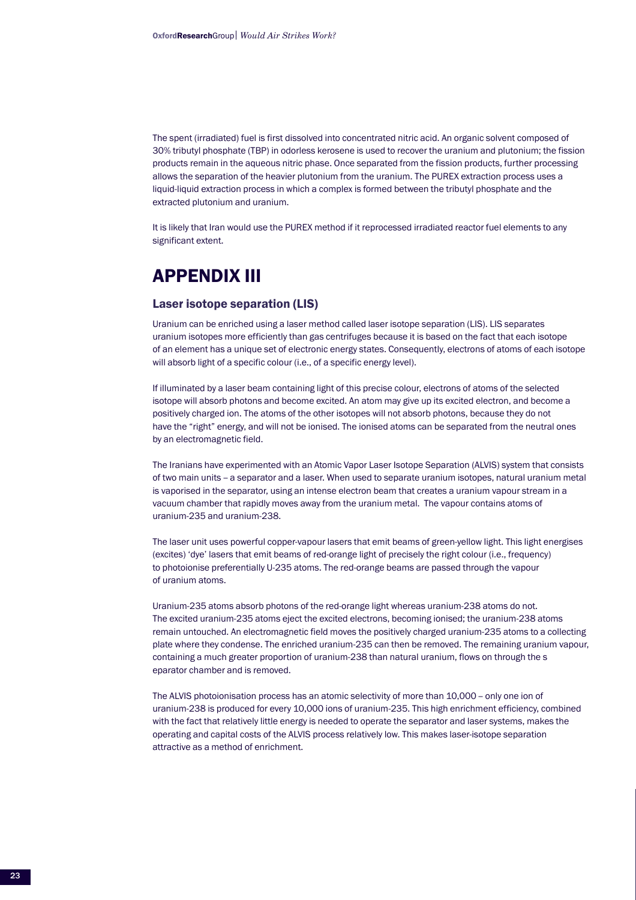The spent (irradiated) fuel is first dissolved into concentrated nitric acid. An organic solvent composed of 30% tributyl phosphate (TBP) in odorless kerosene is used to recover the uranium and plutonium; the fission products remain in the aqueous nitric phase. Once separated from the fission products, further processing allows the separation of the heavier plutonium from the uranium. The PUREX extraction process uses a liquid-liquid extraction process in which a complex is formed between the tributyl phosphate and the extracted plutonium and uranium.

It is likely that Iran would use the PUREX method if it reprocessed irradiated reactor fuel elements to any significant extent.

# APPENDIX III

## Laser isotope separation (LIS)

Uranium can be enriched using a laser method called laser isotope separation (LIS). LIS separates uranium isotopes more efficiently than gas centrifuges because it is based on the fact that each isotope of an element has a unique set of electronic energy states. Consequently, electrons of atoms of each isotope will absorb light of a specific colour (i.e., of a specific energy level).

If illuminated by a laser beam containing light of this precise colour, electrons of atoms of the selected isotope will absorb photons and become excited. An atom may give up its excited electron, and become a positively charged ion. The atoms of the other isotopes will not absorb photons, because they do not have the "right" energy, and will not be ionised. The ionised atoms can be separated from the neutral ones by an electromagnetic field.

The Iranians have experimented with an Atomic Vapor Laser Isotope Separation (ALVIS) system that consists of two main units – a separator and a laser. When used to separate uranium isotopes, natural uranium metal is vaporised in the separator, using an intense electron beam that creates a uranium vapour stream in a vacuum chamber that rapidly moves away from the uranium metal. The vapour contains atoms of uranium-235 and uranium-238.

The laser unit uses powerful copper-vapour lasers that emit beams of green-yellow light. This light energises (excites) 'dye' lasers that emit beams of red-orange light of precisely the right colour (i.e., frequency) to photoionise preferentially U-235 atoms. The red-orange beams are passed through the vapour of uranium atoms.

Uranium-235 atoms absorb photons of the red-orange light whereas uranium-238 atoms do not. The excited uranium-235 atoms eject the excited electrons, becoming ionised; the uranium-238 atoms remain untouched. An electromagnetic field moves the positively charged uranium-235 atoms to a collecting plate where they condense. The enriched uranium-235 can then be removed. The remaining uranium vapour, containing a much greater proportion of uranium-238 than natural uranium, flows on through the s eparator chamber and is removed.

The ALVIS photoionisation process has an atomic selectivity of more than 10,000 – only one ion of uranium-238 is produced for every 10,000 ions of uranium-235. This high enrichment efficiency, combined with the fact that relatively little energy is needed to operate the separator and laser systems, makes the operating and capital costs of the ALVIS process relatively low. This makes laser-isotope separation attractive as a method of enrichment.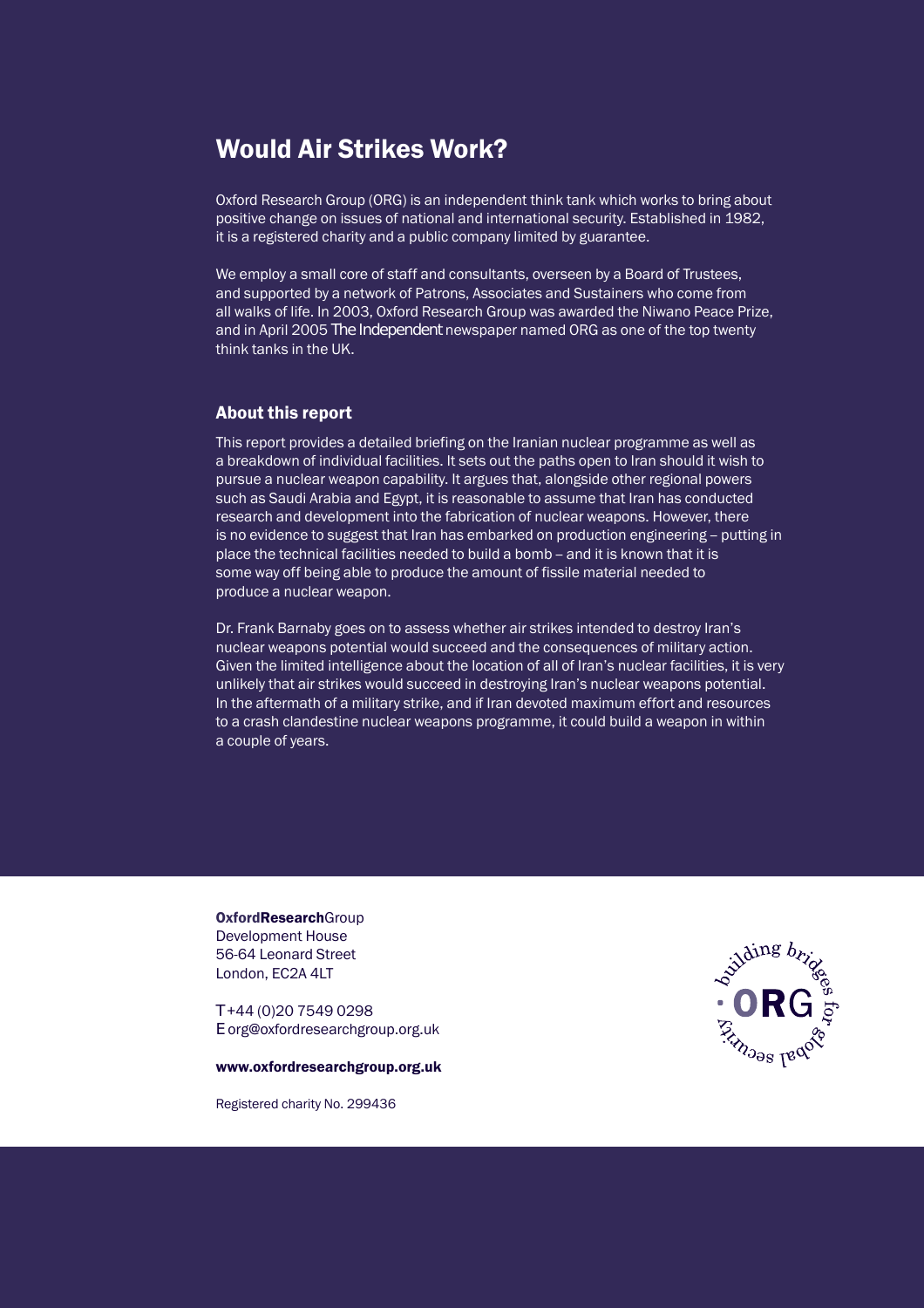# Would Air Strikes Work?

Oxford Research Group (ORG) is an independent think tank which works to bring about positive change on issues of national and international security. Established in 1982, it is a registered charity and a public company limited by guarantee.

We employ a small core of staff and consultants, overseen by a Board of Trustees, and supported by a network of Patrons, Associates and Sustainers who come from all walks of life. In 2003, Oxford Research Group was awarded the Niwano Peace Prize, and in April 2005 *The Independent* newspaper named ORG as one of the top twenty think tanks in the UK.

## About this report

This report provides a detailed briefing on the Iranian nuclear programme as well as a breakdown of individual facilities. It sets out the paths open to Iran should it wish to pursue a nuclear weapon capability. It argues that, alongside other regional powers such as Saudi Arabia and Egypt, it is reasonable to assume that Iran has conducted research and development into the fabrication of nuclear weapons. However, there is no evidence to suggest that Iran has embarked on production engineering – putting in place the technical facilities needed to build a bomb – and it is known that it is some way off being able to produce the amount of fissile material needed to produce a nuclear weapon.

Dr. Frank Barnaby goes on to assess whether air strikes intended to destroy Iran's nuclear weapons potential would succeed and the consequences of military action. Given the limited intelligence about the location of all of Iran's nuclear facilities, it is very unlikely that air strikes would succeed in destroying Iran's nuclear weapons potential. In the aftermath of a military strike, and if Iran devoted maximum effort and resources to a crash clandestine nuclear weapons programme, it could build a weapon in within a couple of years.

**OxfordResearch**Group
Development House
56-64 Leonard Street
London, EC2A 4LT

T +44 (0)20 7549 0298
E org@oxfordresearchgroup.org.uk

**www.oxfordresearchgroup.org.uk**

Registered charity No. 299436

building bridges for global security
ORG